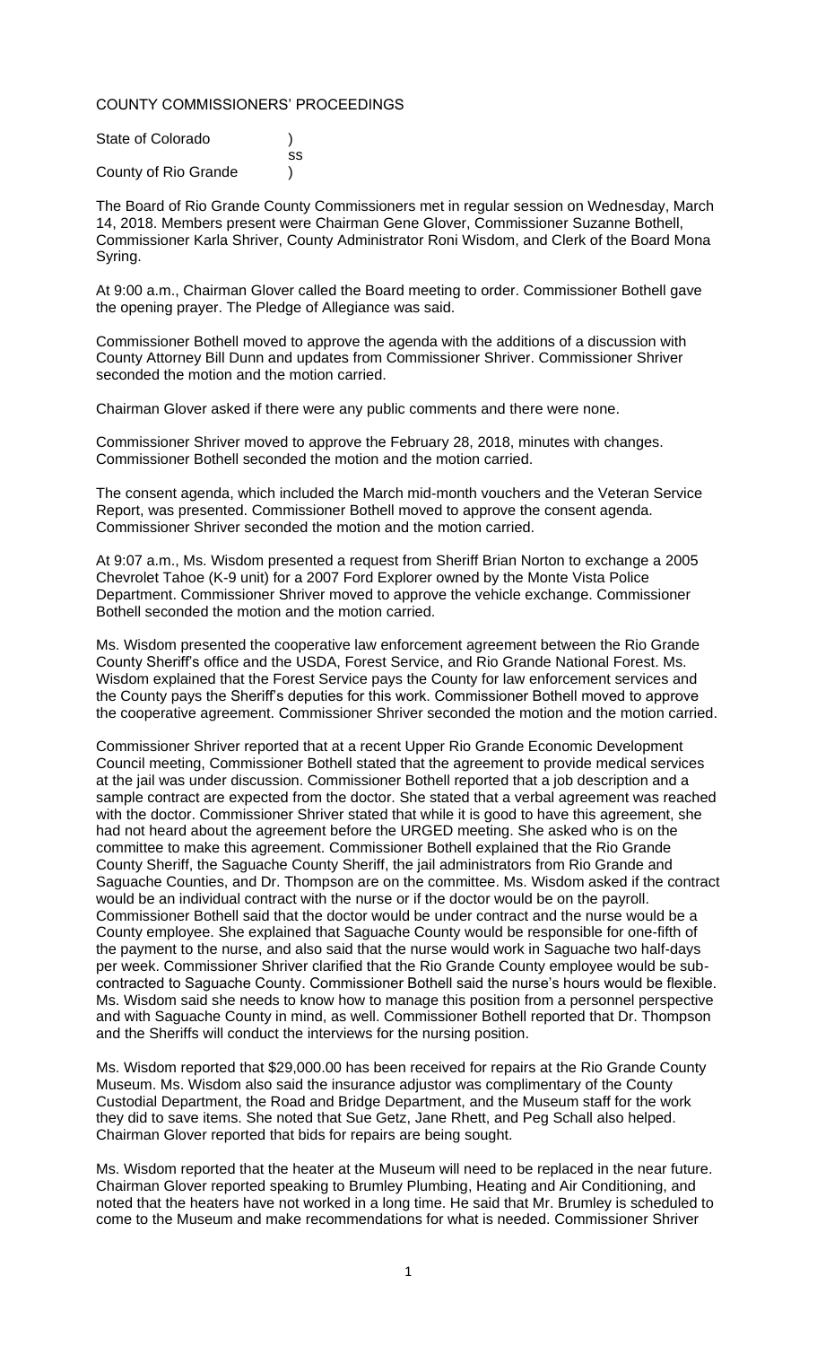COUNTY COMMISSIONERS' PROCEEDINGS

State of Colorado )
ss
County of Rio Grande )

The Board of Rio Grande County Commissioners met in regular session on Wednesday, March 14, 2018. Members present were Chairman Gene Glover, Commissioner Suzanne Bothell, Commissioner Karla Shriver, County Administrator Roni Wisdom, and Clerk of the Board Mona Syring.

At 9:00 a.m., Chairman Glover called the Board meeting to order. Commissioner Bothell gave the opening prayer. The Pledge of Allegiance was said.

Commissioner Bothell moved to approve the agenda with the additions of a discussion with County Attorney Bill Dunn and updates from Commissioner Shriver. Commissioner Shriver seconded the motion and the motion carried.

Chairman Glover asked if there were any public comments and there were none.

Commissioner Shriver moved to approve the February 28, 2018, minutes with changes. Commissioner Bothell seconded the motion and the motion carried.

The consent agenda, which included the March mid-month vouchers and the Veteran Service Report, was presented. Commissioner Bothell moved to approve the consent agenda. Commissioner Shriver seconded the motion and the motion carried.

At 9:07 a.m., Ms. Wisdom presented a request from Sheriff Brian Norton to exchange a 2005 Chevrolet Tahoe (K-9 unit) for a 2007 Ford Explorer owned by the Monte Vista Police Department. Commissioner Shriver moved to approve the vehicle exchange. Commissioner Bothell seconded the motion and the motion carried.

Ms. Wisdom presented the cooperative law enforcement agreement between the Rio Grande County Sheriff's office and the USDA, Forest Service, and Rio Grande National Forest. Ms. Wisdom explained that the Forest Service pays the County for law enforcement services and the County pays the Sheriff's deputies for this work. Commissioner Bothell moved to approve the cooperative agreement. Commissioner Shriver seconded the motion and the motion carried.

Commissioner Shriver reported that at a recent Upper Rio Grande Economic Development Council meeting, Commissioner Bothell stated that the agreement to provide medical services at the jail was under discussion. Commissioner Bothell reported that a job description and a sample contract are expected from the doctor. She stated that a verbal agreement was reached with the doctor. Commissioner Shriver stated that while it is good to have this agreement, she had not heard about the agreement before the URGED meeting. She asked who is on the committee to make this agreement. Commissioner Bothell explained that the Rio Grande County Sheriff, the Saguache County Sheriff, the jail administrators from Rio Grande and Saguache Counties, and Dr. Thompson are on the committee. Ms. Wisdom asked if the contract would be an individual contract with the nurse or if the doctor would be on the payroll. Commissioner Bothell said that the doctor would be under contract and the nurse would be a County employee. She explained that Saguache County would be responsible for one-fifth of the payment to the nurse, and also said that the nurse would work in Saguache two half-days per week. Commissioner Shriver clarified that the Rio Grande County employee would be sub-contracted to Saguache County. Commissioner Bothell said the nurse's hours would be flexible. Ms. Wisdom said she needs to know how to manage this position from a personnel perspective and with Saguache County in mind, as well. Commissioner Bothell reported that Dr. Thompson and the Sheriffs will conduct the interviews for the nursing position.

Ms. Wisdom reported that $29,000.00 has been received for repairs at the Rio Grande County Museum. Ms. Wisdom also said the insurance adjustor was complimentary of the County Custodial Department, the Road and Bridge Department, and the Museum staff for the work they did to save items. She noted that Sue Getz, Jane Rhett, and Peg Schall also helped. Chairman Glover reported that bids for repairs are being sought.

Ms. Wisdom reported that the heater at the Museum will need to be replaced in the near future. Chairman Glover reported speaking to Brumley Plumbing, Heating and Air Conditioning, and noted that the heaters have not worked in a long time. He said that Mr. Brumley is scheduled to come to the Museum and make recommendations for what is needed. Commissioner Shriver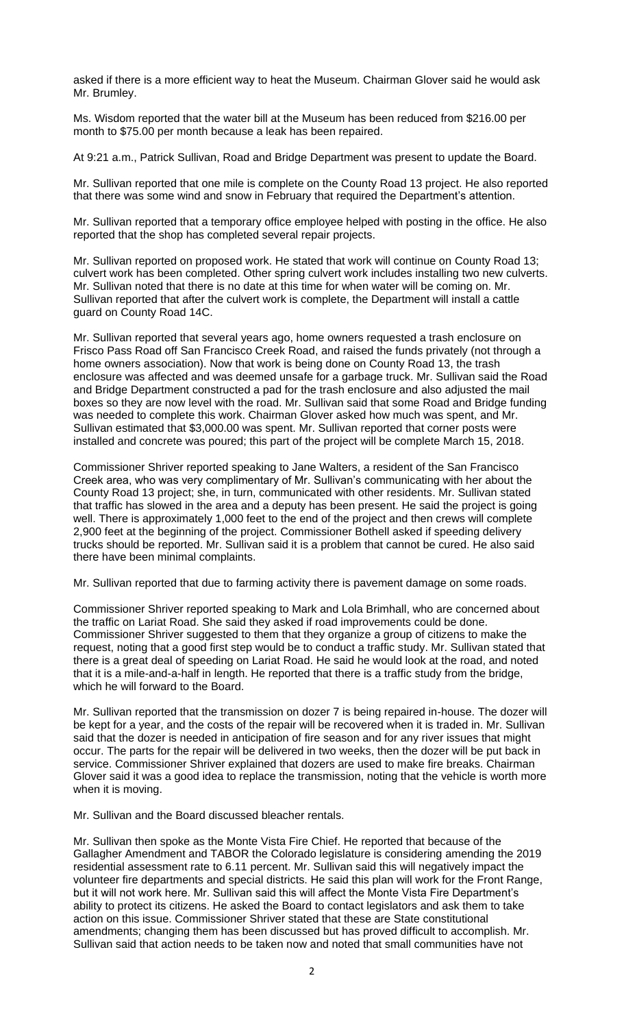asked if there is a more efficient way to heat the Museum. Chairman Glover said he would ask Mr. Brumley.

Ms. Wisdom reported that the water bill at the Museum has been reduced from $216.00 per month to $75.00 per month because a leak has been repaired.

At 9:21 a.m., Patrick Sullivan, Road and Bridge Department was present to update the Board.

Mr. Sullivan reported that one mile is complete on the County Road 13 project. He also reported that there was some wind and snow in February that required the Department's attention.

Mr. Sullivan reported that a temporary office employee helped with posting in the office. He also reported that the shop has completed several repair projects.

Mr. Sullivan reported on proposed work. He stated that work will continue on County Road 13; culvert work has been completed. Other spring culvert work includes installing two new culverts. Mr. Sullivan noted that there is no date at this time for when water will be coming on. Mr. Sullivan reported that after the culvert work is complete, the Department will install a cattle guard on County Road 14C.

Mr. Sullivan reported that several years ago, home owners requested a trash enclosure on Frisco Pass Road off San Francisco Creek Road, and raised the funds privately (not through a home owners association). Now that work is being done on County Road 13, the trash enclosure was affected and was deemed unsafe for a garbage truck. Mr. Sullivan said the Road and Bridge Department constructed a pad for the trash enclosure and also adjusted the mail boxes so they are now level with the road. Mr. Sullivan said that some Road and Bridge funding was needed to complete this work. Chairman Glover asked how much was spent, and Mr. Sullivan estimated that $3,000.00 was spent. Mr. Sullivan reported that corner posts were installed and concrete was poured; this part of the project will be complete March 15, 2018.

Commissioner Shriver reported speaking to Jane Walters, a resident of the San Francisco Creek area, who was very complimentary of Mr. Sullivan's communicating with her about the County Road 13 project; she, in turn, communicated with other residents. Mr. Sullivan stated that traffic has slowed in the area and a deputy has been present. He said the project is going well. There is approximately 1,000 feet to the end of the project and then crews will complete 2,900 feet at the beginning of the project. Commissioner Bothell asked if speeding delivery trucks should be reported. Mr. Sullivan said it is a problem that cannot be cured. He also said there have been minimal complaints.

Mr. Sullivan reported that due to farming activity there is pavement damage on some roads.

Commissioner Shriver reported speaking to Mark and Lola Brimhall, who are concerned about the traffic on Lariat Road. She said they asked if road improvements could be done. Commissioner Shriver suggested to them that they organize a group of citizens to make the request, noting that a good first step would be to conduct a traffic study. Mr. Sullivan stated that there is a great deal of speeding on Lariat Road. He said he would look at the road, and noted that it is a mile-and-a-half in length. He reported that there is a traffic study from the bridge, which he will forward to the Board.

Mr. Sullivan reported that the transmission on dozer 7 is being repaired in-house. The dozer will be kept for a year, and the costs of the repair will be recovered when it is traded in. Mr. Sullivan said that the dozer is needed in anticipation of fire season and for any river issues that might occur. The parts for the repair will be delivered in two weeks, then the dozer will be put back in service. Commissioner Shriver explained that dozers are used to make fire breaks. Chairman Glover said it was a good idea to replace the transmission, noting that the vehicle is worth more when it is moving.

Mr. Sullivan and the Board discussed bleacher rentals.

Mr. Sullivan then spoke as the Monte Vista Fire Chief. He reported that because of the Gallagher Amendment and TABOR the Colorado legislature is considering amending the 2019 residential assessment rate to 6.11 percent. Mr. Sullivan said this will negatively impact the volunteer fire departments and special districts. He said this plan will work for the Front Range, but it will not work here. Mr. Sullivan said this will affect the Monte Vista Fire Department's ability to protect its citizens. He asked the Board to contact legislators and ask them to take action on this issue. Commissioner Shriver stated that these are State constitutional amendments; changing them has been discussed but has proved difficult to accomplish. Mr. Sullivan said that action needs to be taken now and noted that small communities have not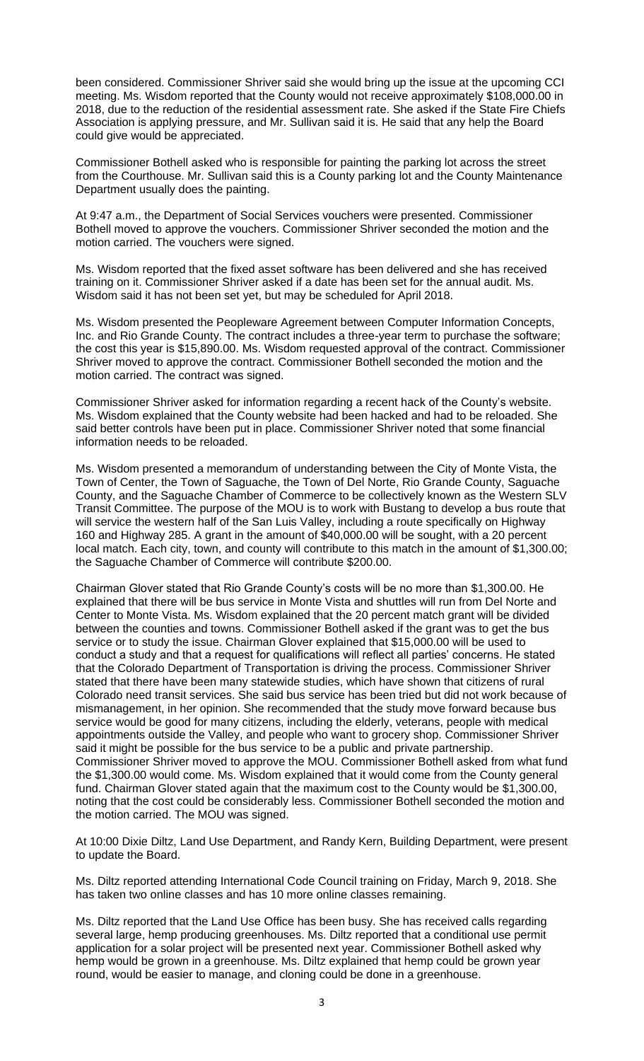been considered. Commissioner Shriver said she would bring up the issue at the upcoming CCI meeting. Ms. Wisdom reported that the County would not receive approximately $108,000.00 in 2018, due to the reduction of the residential assessment rate. She asked if the State Fire Chiefs Association is applying pressure, and Mr. Sullivan said it is. He said that any help the Board could give would be appreciated.

Commissioner Bothell asked who is responsible for painting the parking lot across the street from the Courthouse. Mr. Sullivan said this is a County parking lot and the County Maintenance Department usually does the painting.

At 9:47 a.m., the Department of Social Services vouchers were presented. Commissioner Bothell moved to approve the vouchers. Commissioner Shriver seconded the motion and the motion carried. The vouchers were signed.

Ms. Wisdom reported that the fixed asset software has been delivered and she has received training on it. Commissioner Shriver asked if a date has been set for the annual audit. Ms. Wisdom said it has not been set yet, but may be scheduled for April 2018.

Ms. Wisdom presented the Peopleware Agreement between Computer Information Concepts, Inc. and Rio Grande County. The contract includes a three-year term to purchase the software; the cost this year is $15,890.00. Ms. Wisdom requested approval of the contract. Commissioner Shriver moved to approve the contract. Commissioner Bothell seconded the motion and the motion carried. The contract was signed.

Commissioner Shriver asked for information regarding a recent hack of the County's website. Ms. Wisdom explained that the County website had been hacked and had to be reloaded. She said better controls have been put in place. Commissioner Shriver noted that some financial information needs to be reloaded.

Ms. Wisdom presented a memorandum of understanding between the City of Monte Vista, the Town of Center, the Town of Saguache, the Town of Del Norte, Rio Grande County, Saguache County, and the Saguache Chamber of Commerce to be collectively known as the Western SLV Transit Committee. The purpose of the MOU is to work with Bustang to develop a bus route that will service the western half of the San Luis Valley, including a route specifically on Highway 160 and Highway 285. A grant in the amount of $40,000.00 will be sought, with a 20 percent local match. Each city, town, and county will contribute to this match in the amount of $1,300.00; the Saguache Chamber of Commerce will contribute $200.00.

Chairman Glover stated that Rio Grande County's costs will be no more than $1,300.00. He explained that there will be bus service in Monte Vista and shuttles will run from Del Norte and Center to Monte Vista. Ms. Wisdom explained that the 20 percent match grant will be divided between the counties and towns. Commissioner Bothell asked if the grant was to get the bus service or to study the issue. Chairman Glover explained that $15,000.00 will be used to conduct a study and that a request for qualifications will reflect all parties' concerns. He stated that the Colorado Department of Transportation is driving the process. Commissioner Shriver stated that there have been many statewide studies, which have shown that citizens of rural Colorado need transit services. She said bus service has been tried but did not work because of mismanagement, in her opinion. She recommended that the study move forward because bus service would be good for many citizens, including the elderly, veterans, people with medical appointments outside the Valley, and people who want to grocery shop. Commissioner Shriver said it might be possible for the bus service to be a public and private partnership. Commissioner Shriver moved to approve the MOU. Commissioner Bothell asked from what fund the $1,300.00 would come. Ms. Wisdom explained that it would come from the County general fund. Chairman Glover stated again that the maximum cost to the County would be $1,300.00, noting that the cost could be considerably less. Commissioner Bothell seconded the motion and the motion carried. The MOU was signed.

At 10:00 Dixie Diltz, Land Use Department, and Randy Kern, Building Department, were present to update the Board.

Ms. Diltz reported attending International Code Council training on Friday, March 9, 2018. She has taken two online classes and has 10 more online classes remaining.

Ms. Diltz reported that the Land Use Office has been busy. She has received calls regarding several large, hemp producing greenhouses. Ms. Diltz reported that a conditional use permit application for a solar project will be presented next year. Commissioner Bothell asked why hemp would be grown in a greenhouse. Ms. Diltz explained that hemp could be grown year round, would be easier to manage, and cloning could be done in a greenhouse.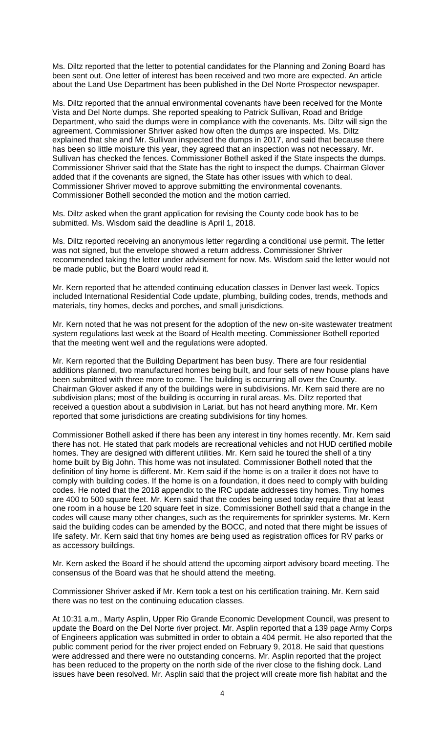Ms. Diltz reported that the letter to potential candidates for the Planning and Zoning Board has been sent out. One letter of interest has been received and two more are expected. An article about the Land Use Department has been published in the Del Norte Prospector newspaper.

Ms. Diltz reported that the annual environmental covenants have been received for the Monte Vista and Del Norte dumps. She reported speaking to Patrick Sullivan, Road and Bridge Department, who said the dumps were in compliance with the covenants. Ms. Diltz will sign the agreement. Commissioner Shriver asked how often the dumps are inspected. Ms. Diltz explained that she and Mr. Sullivan inspected the dumps in 2017, and said that because there has been so little moisture this year, they agreed that an inspection was not necessary. Mr. Sullivan has checked the fences. Commissioner Bothell asked if the State inspects the dumps. Commissioner Shriver said that the State has the right to inspect the dumps. Chairman Glover added that if the covenants are signed, the State has other issues with which to deal. Commissioner Shriver moved to approve submitting the environmental covenants. Commissioner Bothell seconded the motion and the motion carried.

Ms. Diltz asked when the grant application for revising the County code book has to be submitted. Ms. Wisdom said the deadline is April 1, 2018.

Ms. Diltz reported receiving an anonymous letter regarding a conditional use permit. The letter was not signed, but the envelope showed a return address. Commissioner Shriver recommended taking the letter under advisement for now. Ms. Wisdom said the letter would not be made public, but the Board would read it.

Mr. Kern reported that he attended continuing education classes in Denver last week. Topics included International Residential Code update, plumbing, building codes, trends, methods and materials, tiny homes, decks and porches, and small jurisdictions.

Mr. Kern noted that he was not present for the adoption of the new on-site wastewater treatment system regulations last week at the Board of Health meeting. Commissioner Bothell reported that the meeting went well and the regulations were adopted.

Mr. Kern reported that the Building Department has been busy. There are four residential additions planned, two manufactured homes being built, and four sets of new house plans have been submitted with three more to come. The building is occurring all over the County. Chairman Glover asked if any of the buildings were in subdivisions. Mr. Kern said there are no subdivision plans; most of the building is occurring in rural areas. Ms. Diltz reported that received a question about a subdivision in Lariat, but has not heard anything more. Mr. Kern reported that some jurisdictions are creating subdivisions for tiny homes.

Commissioner Bothell asked if there has been any interest in tiny homes recently. Mr. Kern said there has not. He stated that park models are recreational vehicles and not HUD certified mobile homes. They are designed with different utilities. Mr. Kern said he toured the shell of a tiny home built by Big John. This home was not insulated. Commissioner Bothell noted that the definition of tiny home is different. Mr. Kern said if the home is on a trailer it does not have to comply with building codes. If the home is on a foundation, it does need to comply with building codes. He noted that the 2018 appendix to the IRC update addresses tiny homes. Tiny homes are 400 to 500 square feet. Mr. Kern said that the codes being used today require that at least one room in a house be 120 square feet in size. Commissioner Bothell said that a change in the codes will cause many other changes, such as the requirements for sprinkler systems. Mr. Kern said the building codes can be amended by the BOCC, and noted that there might be issues of life safety. Mr. Kern said that tiny homes are being used as registration offices for RV parks or as accessory buildings.

Mr. Kern asked the Board if he should attend the upcoming airport advisory board meeting. The consensus of the Board was that he should attend the meeting.

Commissioner Shriver asked if Mr. Kern took a test on his certification training. Mr. Kern said there was no test on the continuing education classes.

At 10:31 a.m., Marty Asplin, Upper Rio Grande Economic Development Council, was present to update the Board on the Del Norte river project. Mr. Asplin reported that a 139 page Army Corps of Engineers application was submitted in order to obtain a 404 permit. He also reported that the public comment period for the river project ended on February 9, 2018. He said that questions were addressed and there were no outstanding concerns. Mr. Asplin reported that the project has been reduced to the property on the north side of the river close to the fishing dock. Land issues have been resolved. Mr. Asplin said that the project will create more fish habitat and the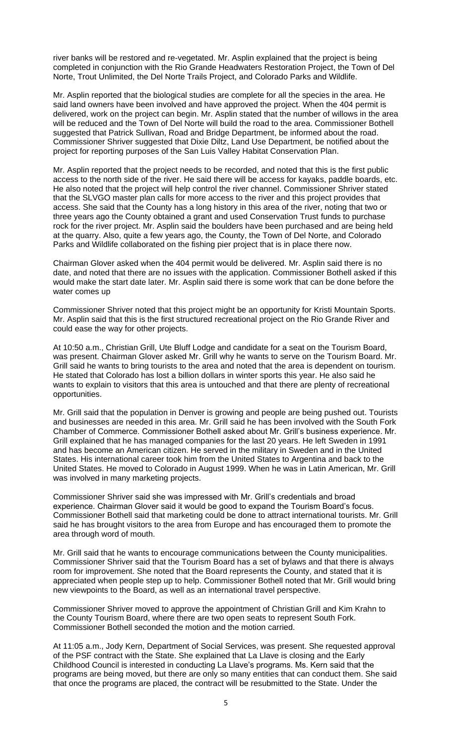river banks will be restored and re-vegetated. Mr. Asplin explained that the project is being completed in conjunction with the Rio Grande Headwaters Restoration Project, the Town of Del Norte, Trout Unlimited, the Del Norte Trails Project, and Colorado Parks and Wildlife.

Mr. Asplin reported that the biological studies are complete for all the species in the area. He said land owners have been involved and have approved the project. When the 404 permit is delivered, work on the project can begin. Mr. Asplin stated that the number of willows in the area will be reduced and the Town of Del Norte will build the road to the area. Commissioner Bothell suggested that Patrick Sullivan, Road and Bridge Department, be informed about the road. Commissioner Shriver suggested that Dixie Diltz, Land Use Department, be notified about the project for reporting purposes of the San Luis Valley Habitat Conservation Plan.

Mr. Asplin reported that the project needs to be recorded, and noted that this is the first public access to the north side of the river. He said there will be access for kayaks, paddle boards, etc. He also noted that the project will help control the river channel. Commissioner Shriver stated that the SLVGO master plan calls for more access to the river and this project provides that access. She said that the County has a long history in this area of the river, noting that two or three years ago the County obtained a grant and used Conservation Trust funds to purchase rock for the river project. Mr. Asplin said the boulders have been purchased and are being held at the quarry. Also, quite a few years ago, the County, the Town of Del Norte, and Colorado Parks and Wildlife collaborated on the fishing pier project that is in place there now.

Chairman Glover asked when the 404 permit would be delivered. Mr. Asplin said there is no date, and noted that there are no issues with the application. Commissioner Bothell asked if this would make the start date later. Mr. Asplin said there is some work that can be done before the water comes up

Commissioner Shriver noted that this project might be an opportunity for Kristi Mountain Sports. Mr. Asplin said that this is the first structured recreational project on the Rio Grande River and could ease the way for other projects.

At 10:50 a.m., Christian Grill, Ute Bluff Lodge and candidate for a seat on the Tourism Board, was present. Chairman Glover asked Mr. Grill why he wants to serve on the Tourism Board. Mr. Grill said he wants to bring tourists to the area and noted that the area is dependent on tourism. He stated that Colorado has lost a billion dollars in winter sports this year. He also said he wants to explain to visitors that this area is untouched and that there are plenty of recreational opportunities.

Mr. Grill said that the population in Denver is growing and people are being pushed out. Tourists and businesses are needed in this area. Mr. Grill said he has been involved with the South Fork Chamber of Commerce. Commissioner Bothell asked about Mr. Grill's business experience. Mr. Grill explained that he has managed companies for the last 20 years. He left Sweden in 1991 and has become an American citizen. He served in the military in Sweden and in the United States. His international career took him from the United States to Argentina and back to the United States. He moved to Colorado in August 1999. When he was in Latin American, Mr. Grill was involved in many marketing projects.

Commissioner Shriver said she was impressed with Mr. Grill's credentials and broad experience. Chairman Glover said it would be good to expand the Tourism Board's focus. Commissioner Bothell said that marketing could be done to attract international tourists. Mr. Grill said he has brought visitors to the area from Europe and has encouraged them to promote the area through word of mouth.

Mr. Grill said that he wants to encourage communications between the County municipalities. Commissioner Shriver said that the Tourism Board has a set of bylaws and that there is always room for improvement. She noted that the Board represents the County, and stated that it is appreciated when people step up to help. Commissioner Bothell noted that Mr. Grill would bring new viewpoints to the Board, as well as an international travel perspective.

Commissioner Shriver moved to approve the appointment of Christian Grill and Kim Krahn to the County Tourism Board, where there are two open seats to represent South Fork. Commissioner Bothell seconded the motion and the motion carried.

At 11:05 a.m., Jody Kern, Department of Social Services, was present. She requested approval of the PSF contract with the State. She explained that La Llave is closing and the Early Childhood Council is interested in conducting La Llave's programs. Ms. Kern said that the programs are being moved, but there are only so many entities that can conduct them. She said that once the programs are placed, the contract will be resubmitted to the State. Under the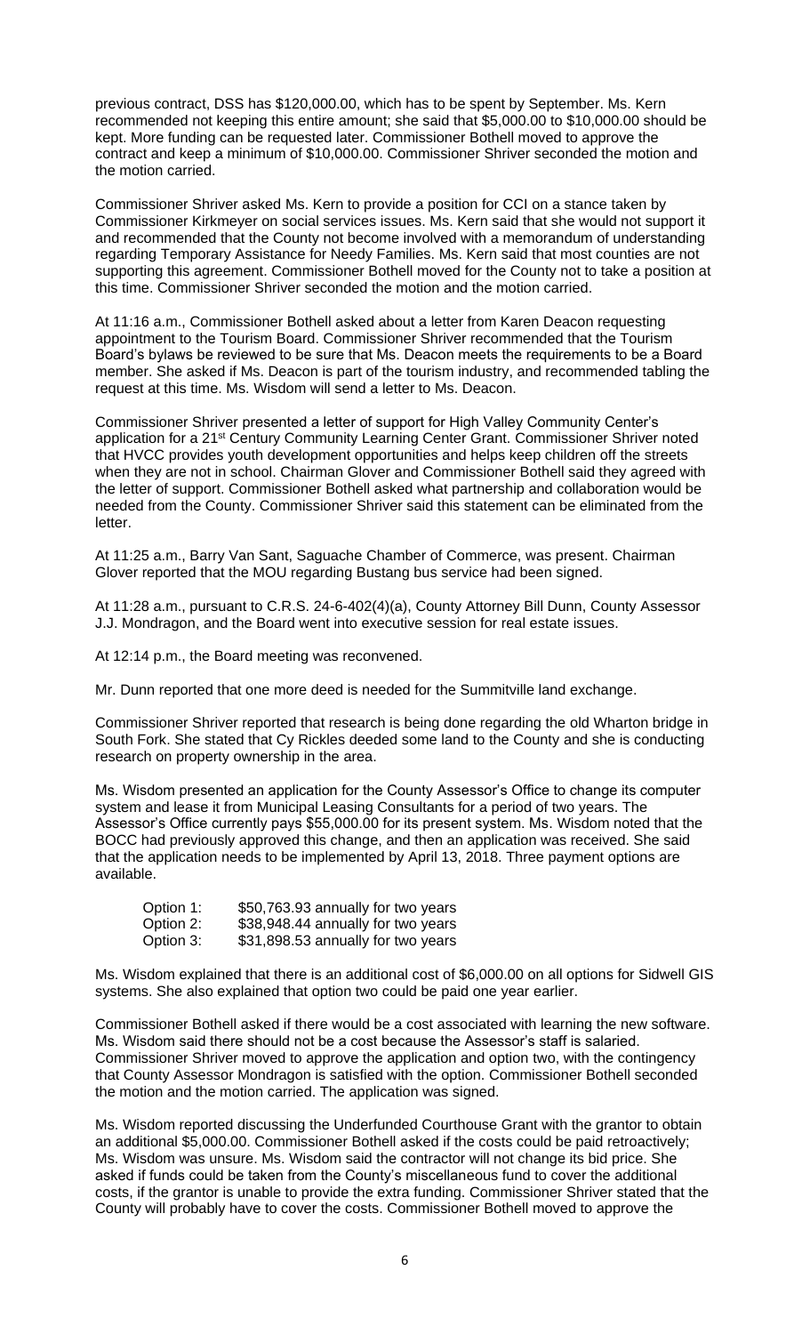previous contract, DSS has $120,000.00, which has to be spent by September. Ms. Kern recommended not keeping this entire amount; she said that $5,000.00 to $10,000.00 should be kept. More funding can be requested later. Commissioner Bothell moved to approve the contract and keep a minimum of $10,000.00. Commissioner Shriver seconded the motion and the motion carried.

Commissioner Shriver asked Ms. Kern to provide a position for CCI on a stance taken by Commissioner Kirkmeyer on social services issues. Ms. Kern said that she would not support it and recommended that the County not become involved with a memorandum of understanding regarding Temporary Assistance for Needy Families. Ms. Kern said that most counties are not supporting this agreement. Commissioner Bothell moved for the County not to take a position at this time. Commissioner Shriver seconded the motion and the motion carried.

At 11:16 a.m., Commissioner Bothell asked about a letter from Karen Deacon requesting appointment to the Tourism Board. Commissioner Shriver recommended that the Tourism Board's bylaws be reviewed to be sure that Ms. Deacon meets the requirements to be a Board member. She asked if Ms. Deacon is part of the tourism industry, and recommended tabling the request at this time. Ms. Wisdom will send a letter to Ms. Deacon.

Commissioner Shriver presented a letter of support for High Valley Community Center's application for a 21st Century Community Learning Center Grant. Commissioner Shriver noted that HVCC provides youth development opportunities and helps keep children off the streets when they are not in school. Chairman Glover and Commissioner Bothell said they agreed with the letter of support. Commissioner Bothell asked what partnership and collaboration would be needed from the County. Commissioner Shriver said this statement can be eliminated from the letter.

At 11:25 a.m., Barry Van Sant, Saguache Chamber of Commerce, was present. Chairman Glover reported that the MOU regarding Bustang bus service had been signed.

At 11:28 a.m., pursuant to C.R.S. 24-6-402(4)(a), County Attorney Bill Dunn, County Assessor J.J. Mondragon, and the Board went into executive session for real estate issues.

At 12:14 p.m., the Board meeting was reconvened.

Mr. Dunn reported that one more deed is needed for the Summitville land exchange.

Commissioner Shriver reported that research is being done regarding the old Wharton bridge in South Fork. She stated that Cy Rickles deeded some land to the County and she is conducting research on property ownership in the area.

Ms. Wisdom presented an application for the County Assessor's Office to change its computer system and lease it from Municipal Leasing Consultants for a period of two years. The Assessor's Office currently pays $55,000.00 for its present system. Ms. Wisdom noted that the BOCC had previously approved this change, and then an application was received. She said that the application needs to be implemented by April 13, 2018. Three payment options are available.

| | |
|---|---|
| Option 1: | $50,763.93 annually for two years |
| Option 2: | $38,948.44 annually for two years |
| Option 3: | $31,898.53 annually for two years |

Ms. Wisdom explained that there is an additional cost of $6,000.00 on all options for Sidwell GIS systems. She also explained that option two could be paid one year earlier.

Commissioner Bothell asked if there would be a cost associated with learning the new software. Ms. Wisdom said there should not be a cost because the Assessor's staff is salaried. Commissioner Shriver moved to approve the application and option two, with the contingency that County Assessor Mondragon is satisfied with the option. Commissioner Bothell seconded the motion and the motion carried. The application was signed.

Ms. Wisdom reported discussing the Underfunded Courthouse Grant with the grantor to obtain an additional $5,000.00. Commissioner Bothell asked if the costs could be paid retroactively; Ms. Wisdom was unsure. Ms. Wisdom said the contractor will not change its bid price. She asked if funds could be taken from the County's miscellaneous fund to cover the additional costs, if the grantor is unable to provide the extra funding. Commissioner Shriver stated that the County will probably have to cover the costs. Commissioner Bothell moved to approve the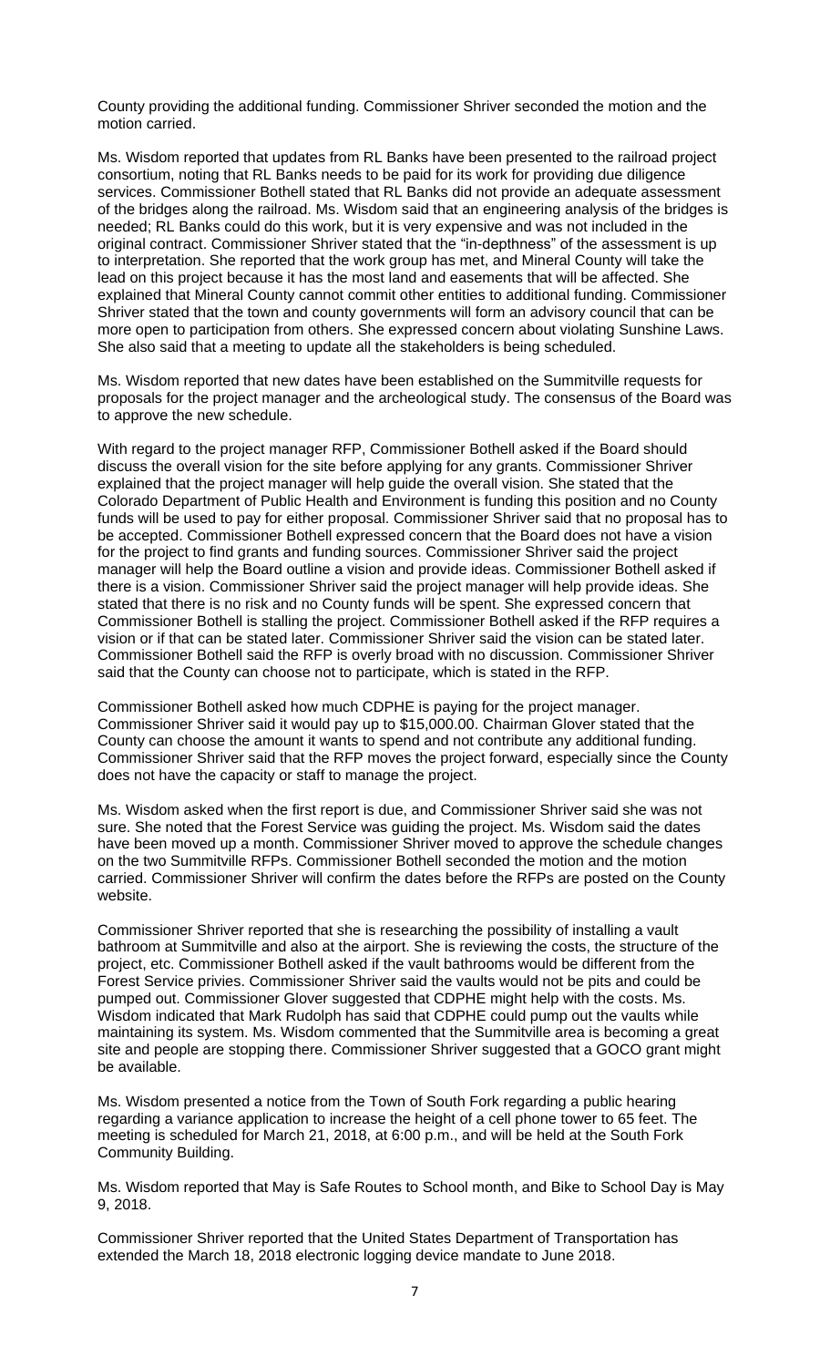County providing the additional funding. Commissioner Shriver seconded the motion and the motion carried.

Ms. Wisdom reported that updates from RL Banks have been presented to the railroad project consortium, noting that RL Banks needs to be paid for its work for providing due diligence services. Commissioner Bothell stated that RL Banks did not provide an adequate assessment of the bridges along the railroad. Ms. Wisdom said that an engineering analysis of the bridges is needed; RL Banks could do this work, but it is very expensive and was not included in the original contract. Commissioner Shriver stated that the "in-depthness" of the assessment is up to interpretation. She reported that the work group has met, and Mineral County will take the lead on this project because it has the most land and easements that will be affected. She explained that Mineral County cannot commit other entities to additional funding. Commissioner Shriver stated that the town and county governments will form an advisory council that can be more open to participation from others. She expressed concern about violating Sunshine Laws. She also said that a meeting to update all the stakeholders is being scheduled.

Ms. Wisdom reported that new dates have been established on the Summitville requests for proposals for the project manager and the archeological study. The consensus of the Board was to approve the new schedule.

With regard to the project manager RFP, Commissioner Bothell asked if the Board should discuss the overall vision for the site before applying for any grants. Commissioner Shriver explained that the project manager will help guide the overall vision. She stated that the Colorado Department of Public Health and Environment is funding this position and no County funds will be used to pay for either proposal. Commissioner Shriver said that no proposal has to be accepted. Commissioner Bothell expressed concern that the Board does not have a vision for the project to find grants and funding sources. Commissioner Shriver said the project manager will help the Board outline a vision and provide ideas. Commissioner Bothell asked if there is a vision. Commissioner Shriver said the project manager will help provide ideas. She stated that there is no risk and no County funds will be spent. She expressed concern that Commissioner Bothell is stalling the project. Commissioner Bothell asked if the RFP requires a vision or if that can be stated later. Commissioner Shriver said the vision can be stated later. Commissioner Bothell said the RFP is overly broad with no discussion. Commissioner Shriver said that the County can choose not to participate, which is stated in the RFP.

Commissioner Bothell asked how much CDPHE is paying for the project manager. Commissioner Shriver said it would pay up to $15,000.00. Chairman Glover stated that the County can choose the amount it wants to spend and not contribute any additional funding. Commissioner Shriver said that the RFP moves the project forward, especially since the County does not have the capacity or staff to manage the project.

Ms. Wisdom asked when the first report is due, and Commissioner Shriver said she was not sure. She noted that the Forest Service was guiding the project. Ms. Wisdom said the dates have been moved up a month. Commissioner Shriver moved to approve the schedule changes on the two Summitville RFPs. Commissioner Bothell seconded the motion and the motion carried. Commissioner Shriver will confirm the dates before the RFPs are posted on the County website.

Commissioner Shriver reported that she is researching the possibility of installing a vault bathroom at Summitville and also at the airport. She is reviewing the costs, the structure of the project, etc. Commissioner Bothell asked if the vault bathrooms would be different from the Forest Service privies. Commissioner Shriver said the vaults would not be pits and could be pumped out. Commissioner Glover suggested that CDPHE might help with the costs. Ms. Wisdom indicated that Mark Rudolph has said that CDPHE could pump out the vaults while maintaining its system. Ms. Wisdom commented that the Summitville area is becoming a great site and people are stopping there. Commissioner Shriver suggested that a GOCO grant might be available.

Ms. Wisdom presented a notice from the Town of South Fork regarding a public hearing regarding a variance application to increase the height of a cell phone tower to 65 feet. The meeting is scheduled for March 21, 2018, at 6:00 p.m., and will be held at the South Fork Community Building.

Ms. Wisdom reported that May is Safe Routes to School month, and Bike to School Day is May 9, 2018.

Commissioner Shriver reported that the United States Department of Transportation has extended the March 18, 2018 electronic logging device mandate to June 2018.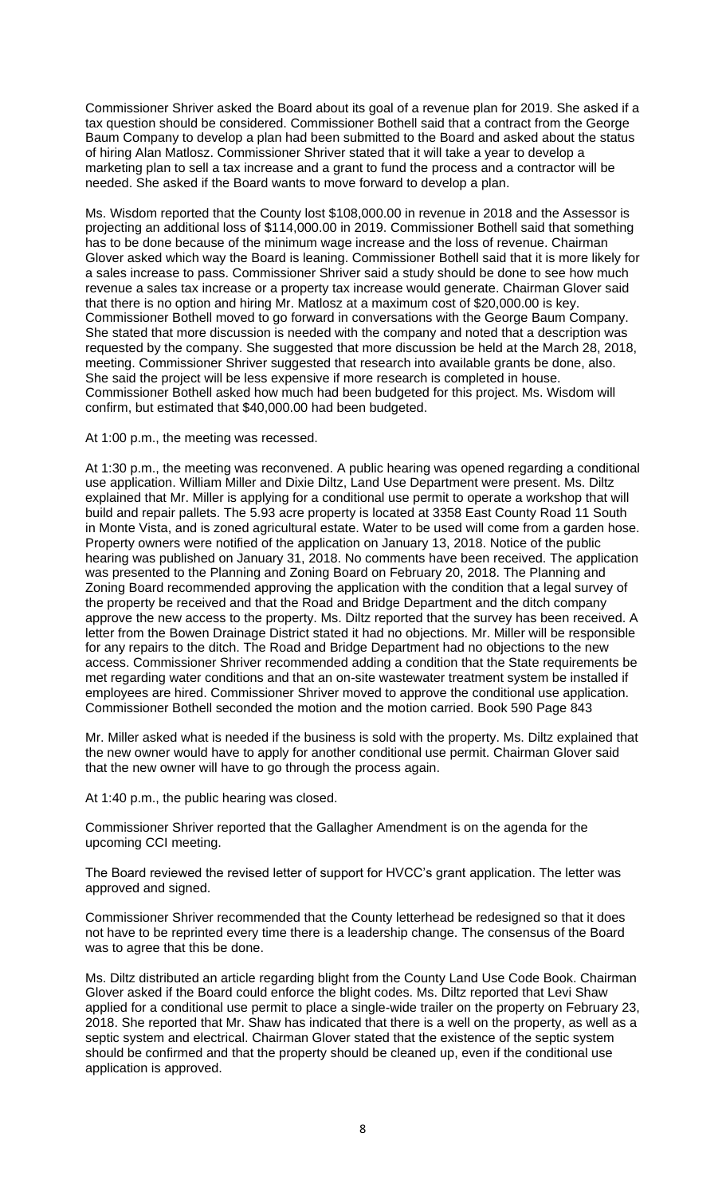Commissioner Shriver asked the Board about its goal of a revenue plan for 2019. She asked if a tax question should be considered. Commissioner Bothell said that a contract from the George Baum Company to develop a plan had been submitted to the Board and asked about the status of hiring Alan Matlosz. Commissioner Shriver stated that it will take a year to develop a marketing plan to sell a tax increase and a grant to fund the process and a contractor will be needed. She asked if the Board wants to move forward to develop a plan.

Ms. Wisdom reported that the County lost $108,000.00 in revenue in 2018 and the Assessor is projecting an additional loss of $114,000.00 in 2019. Commissioner Bothell said that something has to be done because of the minimum wage increase and the loss of revenue. Chairman Glover asked which way the Board is leaning. Commissioner Bothell said that it is more likely for a sales increase to pass. Commissioner Shriver said a study should be done to see how much revenue a sales tax increase or a property tax increase would generate. Chairman Glover said that there is no option and hiring Mr. Matlosz at a maximum cost of $20,000.00 is key. Commissioner Bothell moved to go forward in conversations with the George Baum Company. She stated that more discussion is needed with the company and noted that a description was requested by the company. She suggested that more discussion be held at the March 28, 2018, meeting. Commissioner Shriver suggested that research into available grants be done, also. She said the project will be less expensive if more research is completed in house. Commissioner Bothell asked how much had been budgeted for this project. Ms. Wisdom will confirm, but estimated that $40,000.00 had been budgeted.

At 1:00 p.m., the meeting was recessed.

At 1:30 p.m., the meeting was reconvened. A public hearing was opened regarding a conditional use application. William Miller and Dixie Diltz, Land Use Department were present. Ms. Diltz explained that Mr. Miller is applying for a conditional use permit to operate a workshop that will build and repair pallets. The 5.93 acre property is located at 3358 East County Road 11 South in Monte Vista, and is zoned agricultural estate. Water to be used will come from a garden hose. Property owners were notified of the application on January 13, 2018. Notice of the public hearing was published on January 31, 2018. No comments have been received. The application was presented to the Planning and Zoning Board on February 20, 2018. The Planning and Zoning Board recommended approving the application with the condition that a legal survey of the property be received and that the Road and Bridge Department and the ditch company approve the new access to the property. Ms. Diltz reported that the survey has been received. A letter from the Bowen Drainage District stated it had no objections. Mr. Miller will be responsible for any repairs to the ditch. The Road and Bridge Department had no objections to the new access. Commissioner Shriver recommended adding a condition that the State requirements be met regarding water conditions and that an on-site wastewater treatment system be installed if employees are hired. Commissioner Shriver moved to approve the conditional use application. Commissioner Bothell seconded the motion and the motion carried. Book 590 Page 843

Mr. Miller asked what is needed if the business is sold with the property. Ms. Diltz explained that the new owner would have to apply for another conditional use permit. Chairman Glover said that the new owner will have to go through the process again.

At 1:40 p.m., the public hearing was closed.

Commissioner Shriver reported that the Gallagher Amendment is on the agenda for the upcoming CCI meeting.

The Board reviewed the revised letter of support for HVCC's grant application. The letter was approved and signed.

Commissioner Shriver recommended that the County letterhead be redesigned so that it does not have to be reprinted every time there is a leadership change. The consensus of the Board was to agree that this be done.

Ms. Diltz distributed an article regarding blight from the County Land Use Code Book. Chairman Glover asked if the Board could enforce the blight codes. Ms. Diltz reported that Levi Shaw applied for a conditional use permit to place a single-wide trailer on the property on February 23, 2018. She reported that Mr. Shaw has indicated that there is a well on the property, as well as a septic system and electrical. Chairman Glover stated that the existence of the septic system should be confirmed and that the property should be cleaned up, even if the conditional use application is approved.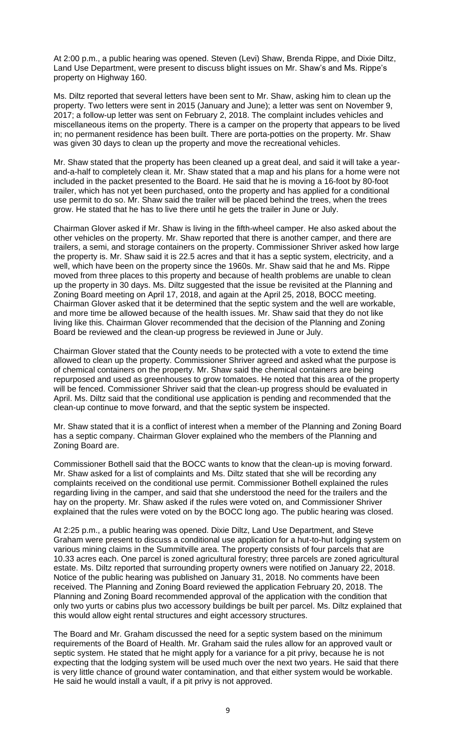At 2:00 p.m., a public hearing was opened. Steven (Levi) Shaw, Brenda Rippe, and Dixie Diltz, Land Use Department, were present to discuss blight issues on Mr. Shaw's and Ms. Rippe's property on Highway 160.

Ms. Diltz reported that several letters have been sent to Mr. Shaw, asking him to clean up the property. Two letters were sent in 2015 (January and June); a letter was sent on November 9, 2017; a follow-up letter was sent on February 2, 2018. The complaint includes vehicles and miscellaneous items on the property. There is a camper on the property that appears to be lived in; no permanent residence has been built. There are porta-potties on the property. Mr. Shaw was given 30 days to clean up the property and move the recreational vehicles.

Mr. Shaw stated that the property has been cleaned up a great deal, and said it will take a year-and-a-half to completely clean it. Mr. Shaw stated that a map and his plans for a home were not included in the packet presented to the Board. He said that he is moving a 16-foot by 80-foot trailer, which has not yet been purchased, onto the property and has applied for a conditional use permit to do so. Mr. Shaw said the trailer will be placed behind the trees, when the trees grow. He stated that he has to live there until he gets the trailer in June or July.

Chairman Glover asked if Mr. Shaw is living in the fifth-wheel camper. He also asked about the other vehicles on the property. Mr. Shaw reported that there is another camper, and there are trailers, a semi, and storage containers on the property. Commissioner Shriver asked how large the property is. Mr. Shaw said it is 22.5 acres and that it has a septic system, electricity, and a well, which have been on the property since the 1960s. Mr. Shaw said that he and Ms. Rippe moved from three places to this property and because of health problems are unable to clean up the property in 30 days. Ms. Diltz suggested that the issue be revisited at the Planning and Zoning Board meeting on April 17, 2018, and again at the April 25, 2018, BOCC meeting. Chairman Glover asked that it be determined that the septic system and the well are workable, and more time be allowed because of the health issues. Mr. Shaw said that they do not like living like this. Chairman Glover recommended that the decision of the Planning and Zoning Board be reviewed and the clean-up progress be reviewed in June or July.

Chairman Glover stated that the County needs to be protected with a vote to extend the time allowed to clean up the property. Commissioner Shriver agreed and asked what the purpose is of chemical containers on the property. Mr. Shaw said the chemical containers are being repurposed and used as greenhouses to grow tomatoes. He noted that this area of the property will be fenced. Commissioner Shriver said that the clean-up progress should be evaluated in April. Ms. Diltz said that the conditional use application is pending and recommended that the clean-up continue to move forward, and that the septic system be inspected.

Mr. Shaw stated that it is a conflict of interest when a member of the Planning and Zoning Board has a septic company. Chairman Glover explained who the members of the Planning and Zoning Board are.

Commissioner Bothell said that the BOCC wants to know that the clean-up is moving forward. Mr. Shaw asked for a list of complaints and Ms. Diltz stated that she will be recording any complaints received on the conditional use permit. Commissioner Bothell explained the rules regarding living in the camper, and said that she understood the need for the trailers and the hay on the property. Mr. Shaw asked if the rules were voted on, and Commissioner Shriver explained that the rules were voted on by the BOCC long ago. The public hearing was closed.

At 2:25 p.m., a public hearing was opened. Dixie Diltz, Land Use Department, and Steve Graham were present to discuss a conditional use application for a hut-to-hut lodging system on various mining claims in the Summitville area. The property consists of four parcels that are 10.33 acres each. One parcel is zoned agricultural forestry; three parcels are zoned agricultural estate. Ms. Diltz reported that surrounding property owners were notified on January 22, 2018. Notice of the public hearing was published on January 31, 2018. No comments have been received. The Planning and Zoning Board reviewed the application February 20, 2018. The Planning and Zoning Board recommended approval of the application with the condition that only two yurts or cabins plus two accessory buildings be built per parcel. Ms. Diltz explained that this would allow eight rental structures and eight accessory structures.

The Board and Mr. Graham discussed the need for a septic system based on the minimum requirements of the Board of Health. Mr. Graham said the rules allow for an approved vault or septic system. He stated that he might apply for a variance for a pit privy, because he is not expecting that the lodging system will be used much over the next two years. He said that there is very little chance of ground water contamination, and that either system would be workable. He said he would install a vault, if a pit privy is not approved.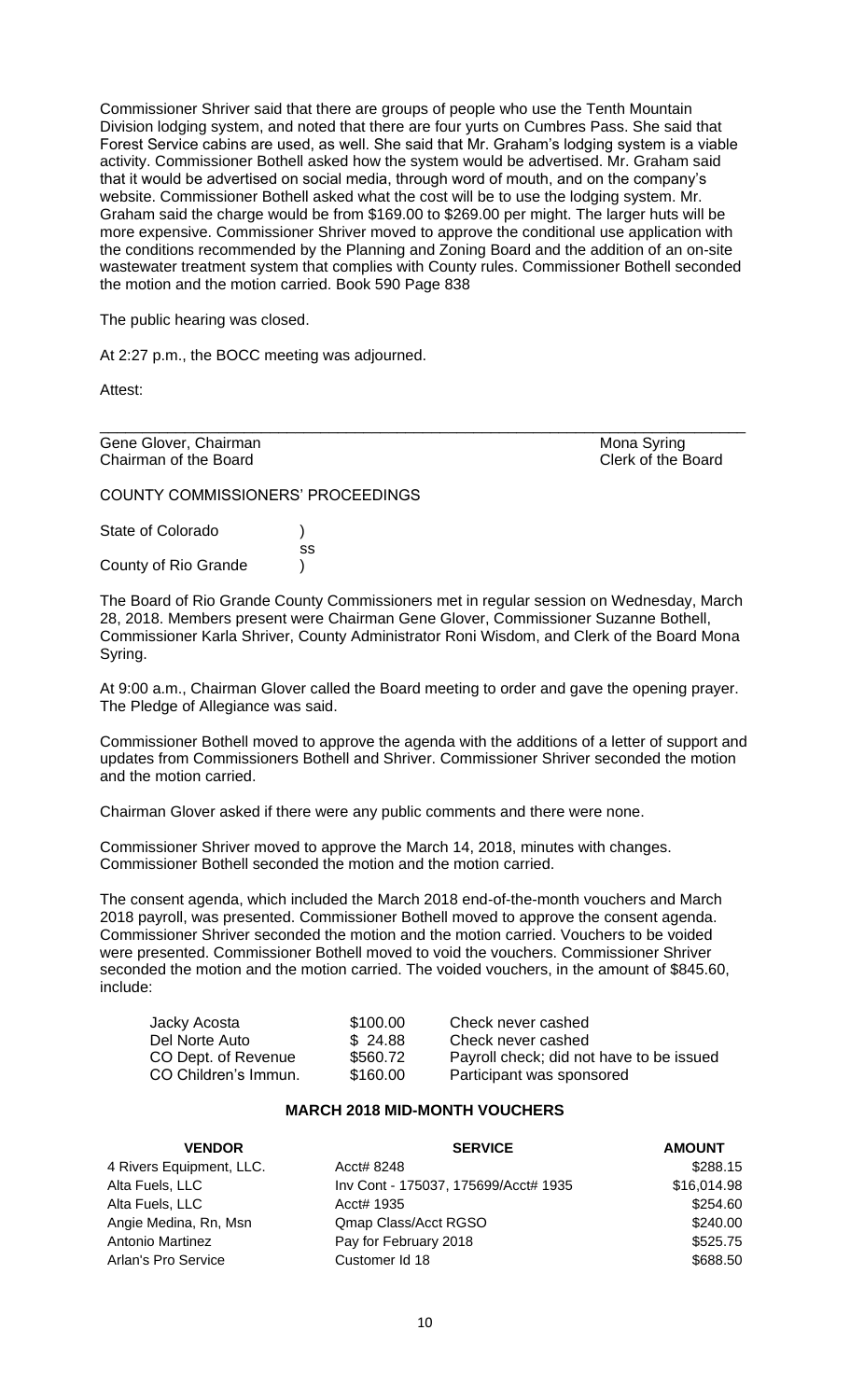Commissioner Shriver said that there are groups of people who use the Tenth Mountain Division lodging system, and noted that there are four yurts on Cumbres Pass. She said that Forest Service cabins are used, as well. She said that Mr. Graham's lodging system is a viable activity. Commissioner Bothell asked how the system would be advertised. Mr. Graham said that it would be advertised on social media, through word of mouth, and on the company's website. Commissioner Bothell asked what the cost will be to use the lodging system. Mr. Graham said the charge would be from $169.00 to $269.00 per might. The larger huts will be more expensive. Commissioner Shriver moved to approve the conditional use application with the conditions recommended by the Planning and Zoning Board and the addition of an on-site wastewater treatment system that complies with County rules. Commissioner Bothell seconded the motion and the motion carried. Book 590 Page 838

The public hearing was closed.

At 2:27 p.m., the BOCC meeting was adjourned.

Attest:

---

Gene Glover, Chairman                                                                 Mona Syring
Chairman of the Board                                                                 Clerk of the Board

COUNTY COMMISSIONERS' PROCEEDINGS

State of Colorado )
ss
County of Rio Grande )

The Board of Rio Grande County Commissioners met in regular session on Wednesday, March 28, 2018. Members present were Chairman Gene Glover, Commissioner Suzanne Bothell, Commissioner Karla Shriver, County Administrator Roni Wisdom, and Clerk of the Board Mona Syring.

At 9:00 a.m., Chairman Glover called the Board meeting to order and gave the opening prayer. The Pledge of Allegiance was said.

Commissioner Bothell moved to approve the agenda with the additions of a letter of support and updates from Commissioners Bothell and Shriver. Commissioner Shriver seconded the motion and the motion carried.

Chairman Glover asked if there were any public comments and there were none.

Commissioner Shriver moved to approve the March 14, 2018, minutes with changes. Commissioner Bothell seconded the motion and the motion carried.

The consent agenda, which included the March 2018 end-of-the-month vouchers and March 2018 payroll, was presented. Commissioner Bothell moved to approve the consent agenda. Commissioner Shriver seconded the motion and the motion carried. Vouchers to be voided were presented. Commissioner Bothell moved to void the vouchers. Commissioner Shriver seconded the motion and the motion carried. The voided vouchers, in the amount of $845.60, include:

| | | |
|---|---|---|
| Jacky Acosta | $100.00 | Check never cashed |
| Del Norte Auto | $ 24.88 | Check never cashed |
| CO Dept. of Revenue | $560.72 | Payroll check; did not have to be issued |
| CO Children's Immun. | $160.00 | Participant was sponsored |

## MARCH 2018 MID-MONTH VOUCHERS

| VENDOR | SERVICE | AMOUNT |
|---|---|---|
| 4 Rivers Equipment, LLC. | Acct# 8248 | $288.15 |
| Alta Fuels, LLC | Inv Cont - 175037, 175699/Acct# 1935 | $16,014.98 |
| Alta Fuels, LLC | Acct# 1935 | $254.60 |
| Angie Medina, Rn, Msn | Qmap Class/Acct RGSO | $240.00 |
| Antonio Martinez | Pay for February 2018 | $525.75 |
| Arlan's Pro Service | Customer Id 18 | $688.50 |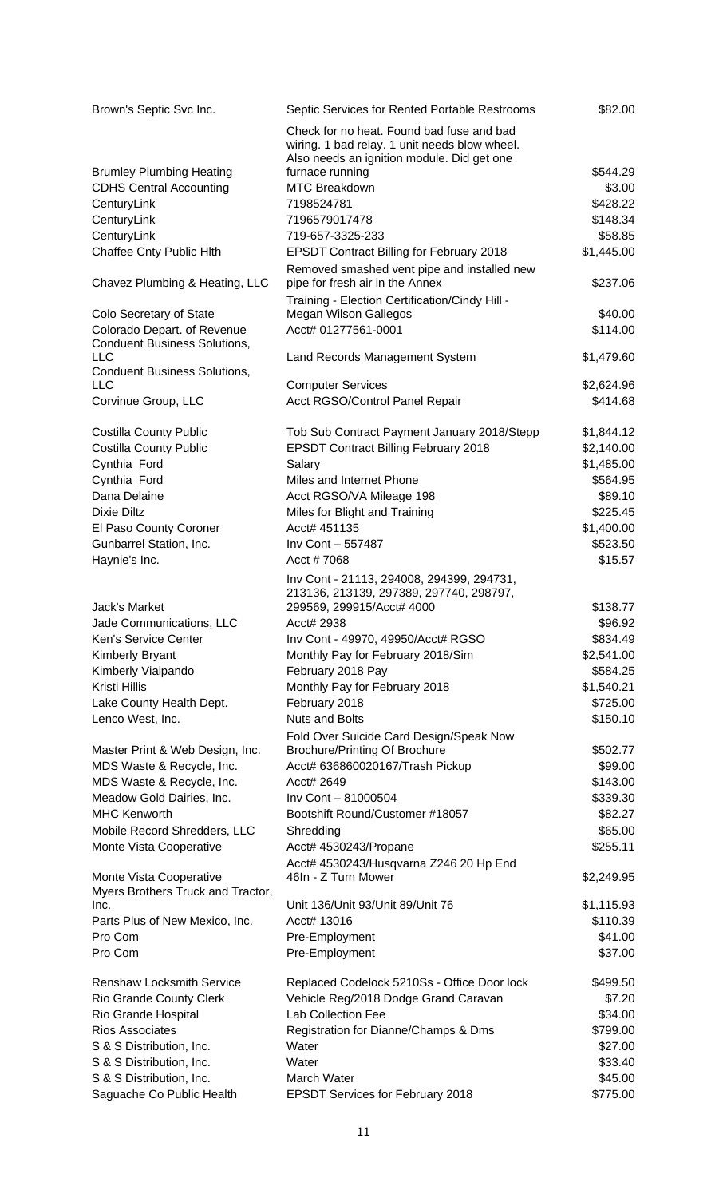| Vendor | Description | Amount |
|---|---|---|
| Brown's Septic Svc Inc. | Septic Services for Rented Portable Restrooms | $82.00 |
| Brumley Plumbing Heating | Check for no heat. Found bad fuse and bad wiring. 1 bad relay. 1 unit needs blow wheel. Also needs an ignition module. Did get one furnace running | $544.29 |
| CDHS Central Accounting | MTC Breakdown | $3.00 |
| CenturyLink | 7198524781 | $428.22 |
| CenturyLink | 7196579017478 | $148.34 |
| CenturyLink | 719-657-3325-233 | $58.85 |
| Chaffee Cnty Public Hlth | EPSDT Contract Billing for February 2018 | $1,445.00 |
| Chavez Plumbing & Heating, LLC | Removed smashed vent pipe and installed new pipe for fresh air in the Annex | $237.06 |
| Colo Secretary of State | Training - Election Certification/Cindy Hill - Megan Wilson Gallegos | $40.00 |
| Colorado Depart. of Revenue | Acct# 01277561-0001 | $114.00 |
| Conduent Business Solutions, LLC | Land Records Management System | $1,479.60 |
| Conduent Business Solutions, LLC | Computer Services | $2,624.96 |
| Corvinue Group, LLC | Acct RGSO/Control Panel Repair | $414.68 |
| Costilla County Public | Tob Sub Contract Payment January 2018/Stepp | $1,844.12 |
| Costilla County Public | EPSDT Contract Billing February 2018 | $2,140.00 |
| Cynthia Ford | Salary | $1,485.00 |
| Cynthia Ford | Miles and Internet Phone | $564.95 |
| Dana Delaine | Acct RGSO/VA Mileage 198 | $89.10 |
| Dixie Diltz | Miles for Blight and Training | $225.45 |
| El Paso County Coroner | Acct# 451135 | $1,400.00 |
| Gunbarrel Station, Inc. | Inv Cont – 557487 | $523.50 |
| Haynie's Inc. | Acct # 7068 | $15.57 |
| Jack's Market | Inv Cont - 21113, 294008, 294399, 294731, 213136, 213139, 297389, 297740, 298797, 299569, 299915/Acct# 4000 | $138.77 |
| Jade Communications, LLC | Acct# 2938 | $96.92 |
| Ken's Service Center | Inv Cont - 49970, 49950/Acct# RGSO | $834.49 |
| Kimberly Bryant | Monthly Pay for February 2018/Sim | $2,541.00 |
| Kimberly Vialpando | February 2018 Pay | $584.25 |
| Kristi Hillis | Monthly Pay for February 2018 | $1,540.21 |
| Lake County Health Dept. | February 2018 | $725.00 |
| Lenco West, Inc. | Nuts and Bolts | $150.10 |
| Master Print & Web Design, Inc. | Fold Over Suicide Card Design/Speak Now Brochure/Printing Of Brochure | $502.77 |
| MDS Waste & Recycle, Inc. | Acct# 636860020167/Trash Pickup | $99.00 |
| MDS Waste & Recycle, Inc. | Acct# 2649 | $143.00 |
| Meadow Gold Dairies, Inc. | Inv Cont – 81000504 | $339.30 |
| MHC Kenworth | Bootshift Round/Customer #18057 | $82.27 |
| Mobile Record Shredders, LLC | Shredding | $65.00 |
| Monte Vista Cooperative | Acct# 4530243/Propane | $255.11 |
| Monte Vista Cooperative | Acct# 4530243/Husqvarna Z246 20 Hp End 46In - Z Turn Mower | $2,249.95 |
| Myers Brothers Truck and Tractor, Inc. | Unit 136/Unit 93/Unit 89/Unit 76 | $1,115.93 |
| Parts Plus of New Mexico, Inc. | Acct# 13016 | $110.39 |
| Pro Com | Pre-Employment | $41.00 |
| Pro Com | Pre-Employment | $37.00 |
| Renshaw Locksmith Service | Replaced Codelock 5210Ss - Office Door lock | $499.50 |
| Rio Grande County Clerk | Vehicle Reg/2018 Dodge Grand Caravan | $7.20 |
| Rio Grande Hospital | Lab Collection Fee | $34.00 |
| Rios Associates | Registration for Dianne/Champs & Dms | $799.00 |
| S & S Distribution, Inc. | Water | $27.00 |
| S & S Distribution, Inc. | Water | $33.40 |
| S & S Distribution, Inc. | March Water | $45.00 |
| Saguache Co Public Health | EPSDT Services for February 2018 | $775.00 |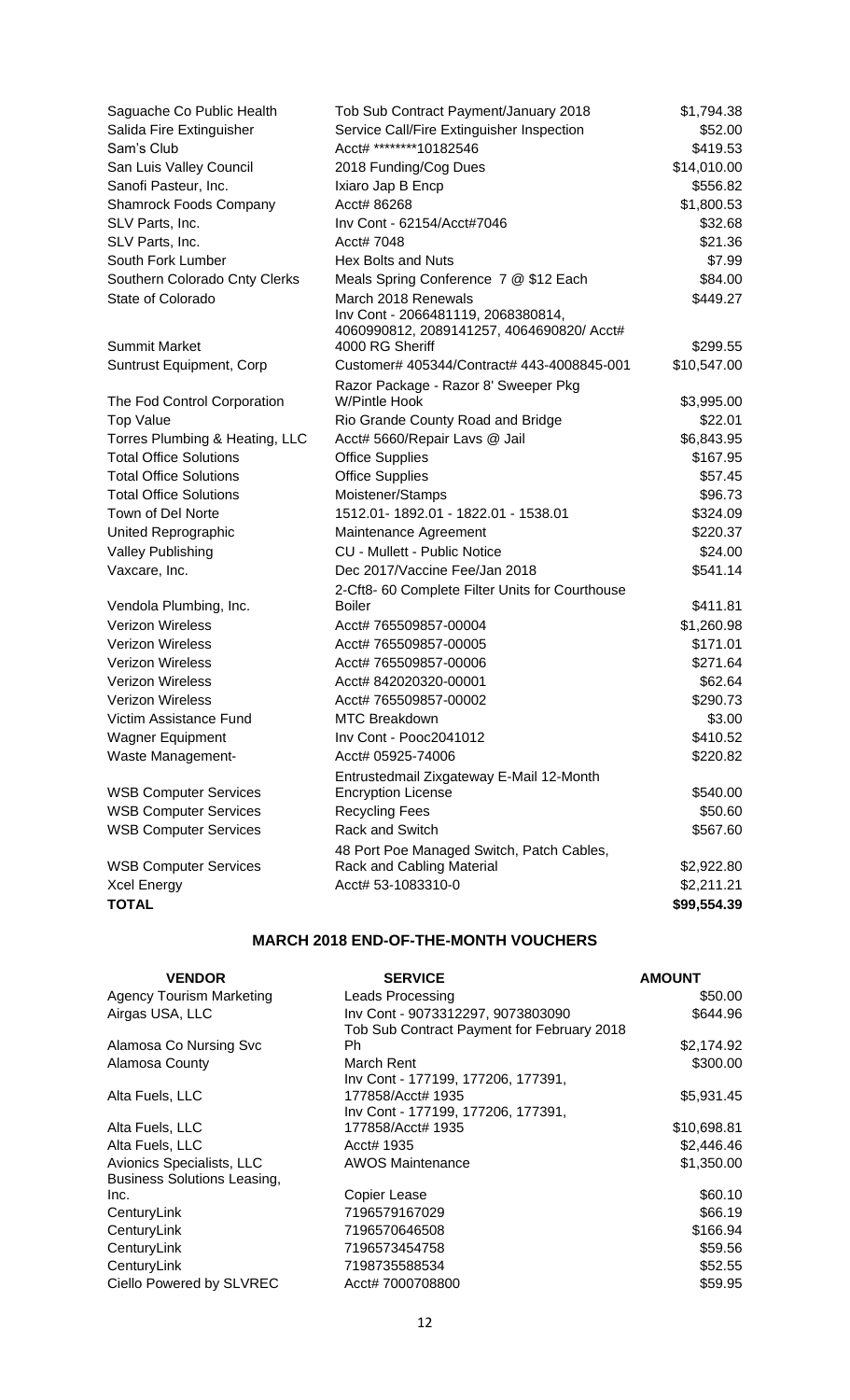| | | |
|---|---|---|
| Saguache Co Public Health | Tob Sub Contract Payment/January 2018 | $1,794.38 |
| Salida Fire Extinguisher | Service Call/Fire Extinguisher Inspection | $52.00 |
| Sam's Club | Acct# ********10182546 | $419.53 |
| San Luis Valley Council | 2018 Funding/Cog Dues | $14,010.00 |
| Sanofi Pasteur, Inc. | Ixiaro Jap B Encp | $556.82 |
| Shamrock Foods Company | Acct# 86268 | $1,800.53 |
| SLV Parts, Inc. | Inv Cont - 62154/Acct#7046 | $32.68 |
| SLV Parts, Inc. | Acct# 7048 | $21.36 |
| South Fork Lumber | Hex Bolts and Nuts | $7.99 |
| Southern Colorado Cnty Clerks | Meals Spring Conference 7 @ $12 Each | $84.00 |
| State of Colorado | March 2018 Renewals | $449.27 |
| Summit Market | Inv Cont - 2066481119, 2068380814, 4060990812, 2089141257, 4064690820/ Acct# 4000 RG Sheriff | $299.55 |
| Suntrust Equipment, Corp | Customer# 405344/Contract# 443-4008845-001 | $10,547.00 |
| The Fod Control Corporation | Razor Package - Razor 8' Sweeper Pkg W/Pintle Hook | $3,995.00 |
| Top Value | Rio Grande County Road and Bridge | $22.01 |
| Torres Plumbing & Heating, LLC | Acct# 5660/Repair Lavs @ Jail | $6,843.95 |
| Total Office Solutions | Office Supplies | $167.95 |
| Total Office Solutions | Office Supplies | $57.45 |
| Total Office Solutions | Moistener/Stamps | $96.73 |
| Town of Del Norte | 1512.01- 1892.01 - 1822.01 - 1538.01 | $324.09 |
| United Reprographic | Maintenance Agreement | $220.37 |
| Valley Publishing | CU - Mullett - Public Notice | $24.00 |
| Vaxcare, Inc. | Dec 2017/Vaccine Fee/Jan 2018 | $541.14 |
| Vendola Plumbing, Inc. | 2-Cft8- 60 Complete Filter Units for Courthouse Boiler | $411.81 |
| Verizon Wireless | Acct# 765509857-00004 | $1,260.98 |
| Verizon Wireless | Acct# 765509857-00005 | $171.01 |
| Verizon Wireless | Acct# 765509857-00006 | $271.64 |
| Verizon Wireless | Acct# 842020320-00001 | $62.64 |
| Verizon Wireless | Acct# 765509857-00002 | $290.73 |
| Victim Assistance Fund | MTC Breakdown | $3.00 |
| Wagner Equipment | Inv Cont - Pooc2041012 | $410.52 |
| Waste Management- | Acct# 05925-74006 | $220.82 |
| WSB Computer Services | Entrustedmail Zixgateway E-Mail 12-Month Encryption License | $540.00 |
| WSB Computer Services | Recycling Fees | $50.60 |
| WSB Computer Services | Rack and Switch | $567.60 |
| WSB Computer Services | 48 Port Poe Managed Switch, Patch Cables, Rack and Cabling Material | $2,922.80 |
| Xcel Energy | Acct# 53-1083310-0 | $2,211.21 |
| **TOTAL** | | **$99,554.39** |

## MARCH 2018 END-OF-THE-MONTH VOUCHERS

| VENDOR | SERVICE | AMOUNT |
|---|---|---|
| Agency Tourism Marketing | Leads Processing | $50.00 |
| Airgas USA, LLC | Inv Cont - 9073312297, 9073803090 | $644.96 |
| Alamosa Co Nursing Svc | Tob Sub Contract Payment for February 2018 Ph | $2,174.92 |
| Alamosa County | March Rent | $300.00 |
| Alta Fuels, LLC | Inv Cont - 177199, 177206, 177391, 177858/Acct# 1935 | $5,931.45 |
| Alta Fuels, LLC | Inv Cont - 177199, 177206, 177391, 177858/Acct# 1935 | $10,698.81 |
| Alta Fuels, LLC | Acct# 1935 | $2,446.46 |
| Avionics Specialists, LLC | AWOS Maintenance | $1,350.00 |
| Business Solutions Leasing, Inc. | Copier Lease | $60.10 |
| CenturyLink | 7196579167029 | $66.19 |
| CenturyLink | 7196570646508 | $166.94 |
| CenturyLink | 7196573454758 | $59.56 |
| CenturyLink | 7198735588534 | $52.55 |
| Ciello Powered by SLVREC | Acct# 7000708800 | $59.95 |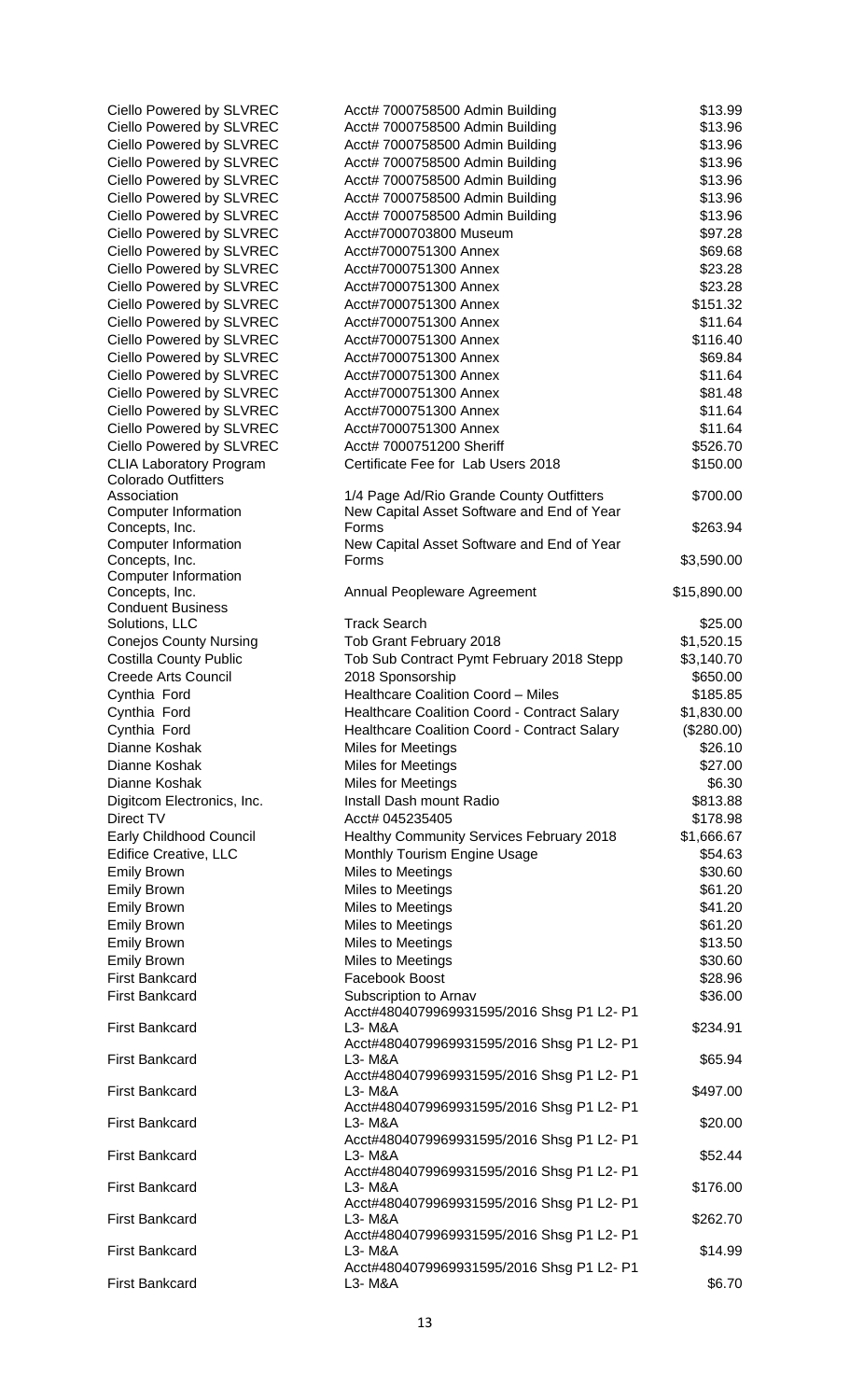| | | |
|---|---|---|
| Ciello Powered by SLVREC | Acct# 7000758500 Admin Building | $13.99 |
| Ciello Powered by SLVREC | Acct# 7000758500 Admin Building | $13.96 |
| Ciello Powered by SLVREC | Acct# 7000758500 Admin Building | $13.96 |
| Ciello Powered by SLVREC | Acct# 7000758500 Admin Building | $13.96 |
| Ciello Powered by SLVREC | Acct# 7000758500 Admin Building | $13.96 |
| Ciello Powered by SLVREC | Acct# 7000758500 Admin Building | $13.96 |
| Ciello Powered by SLVREC | Acct# 7000758500 Admin Building | $13.96 |
| Ciello Powered by SLVREC | Acct#7000703800 Museum | $97.28 |
| Ciello Powered by SLVREC | Acct#7000751300 Annex | $69.68 |
| Ciello Powered by SLVREC | Acct#7000751300 Annex | $23.28 |
| Ciello Powered by SLVREC | Acct#7000751300 Annex | $23.28 |
| Ciello Powered by SLVREC | Acct#7000751300 Annex | $151.32 |
| Ciello Powered by SLVREC | Acct#7000751300 Annex | $11.64 |
| Ciello Powered by SLVREC | Acct#7000751300 Annex | $116.40 |
| Ciello Powered by SLVREC | Acct#7000751300 Annex | $69.84 |
| Ciello Powered by SLVREC | Acct#7000751300 Annex | $11.64 |
| Ciello Powered by SLVREC | Acct#7000751300 Annex | $81.48 |
| Ciello Powered by SLVREC | Acct#7000751300 Annex | $11.64 |
| Ciello Powered by SLVREC | Acct#7000751300 Annex | $11.64 |
| Ciello Powered by SLVREC | Acct# 7000751200 Sheriff | $526.70 |
| CLIA Laboratory Program | Certificate Fee for Lab Users 2018 | $150.00 |
| Colorado Outfitters Association | 1/4 Page Ad/Rio Grande County Outfitters | $700.00 |
| Computer Information Concepts, Inc. | New Capital Asset Software and End of Year Forms | $263.94 |
| Computer Information Concepts, Inc. | New Capital Asset Software and End of Year Forms | $3,590.00 |
| Computer Information Concepts, Inc. | Annual Peopleware Agreement | $15,890.00 |
| Conduent Business Solutions, LLC | Track Search | $25.00 |
| Conejos County Nursing | Tob Grant February 2018 | $1,520.15 |
| Costilla County Public | Tob Sub Contract Pymt February 2018 Stepp | $3,140.70 |
| Creede Arts Council | 2018 Sponsorship | $650.00 |
| Cynthia Ford | Healthcare Coalition Coord – Miles | $185.85 |
| Cynthia Ford | Healthcare Coalition Coord - Contract Salary | $1,830.00 |
| Cynthia Ford | Healthcare Coalition Coord - Contract Salary | ($280.00) |
| Dianne Koshak | Miles for Meetings | $26.10 |
| Dianne Koshak | Miles for Meetings | $27.00 |
| Dianne Koshak | Miles for Meetings | $6.30 |
| Digitcom Electronics, Inc. | Install Dash mount Radio | $813.88 |
| Direct TV | Acct# 045235405 | $178.98 |
| Early Childhood Council | Healthy Community Services February 2018 | $1,666.67 |
| Edifice Creative, LLC | Monthly Tourism Engine Usage | $54.63 |
| Emily Brown | Miles to Meetings | $30.60 |
| Emily Brown | Miles to Meetings | $61.20 |
| Emily Brown | Miles to Meetings | $41.20 |
| Emily Brown | Miles to Meetings | $61.20 |
| Emily Brown | Miles to Meetings | $13.50 |
| Emily Brown | Miles to Meetings | $30.60 |
| First Bankcard | Facebook Boost | $28.96 |
| First Bankcard | Subscription to Arnav | $36.00 |
| First Bankcard | Acct#4804079969931595/2016 Shsg P1 L2- P1 L3- M&A | $234.91 |
| First Bankcard | Acct#4804079969931595/2016 Shsg P1 L2- P1 L3- M&A | $65.94 |
| First Bankcard | Acct#4804079969931595/2016 Shsg P1 L2- P1 L3- M&A | $497.00 |
| First Bankcard | Acct#4804079969931595/2016 Shsg P1 L2- P1 L3- M&A | $20.00 |
| First Bankcard | Acct#4804079969931595/2016 Shsg P1 L2- P1 L3- M&A | $52.44 |
| First Bankcard | Acct#4804079969931595/2016 Shsg P1 L2- P1 L3- M&A | $176.00 |
| First Bankcard | Acct#4804079969931595/2016 Shsg P1 L2- P1 L3- M&A | $262.70 |
| First Bankcard | Acct#4804079969931595/2016 Shsg P1 L2- P1 L3- M&A | $14.99 |
| First Bankcard | Acct#4804079969931595/2016 Shsg P1 L2- P1 L3- M&A | $6.70 |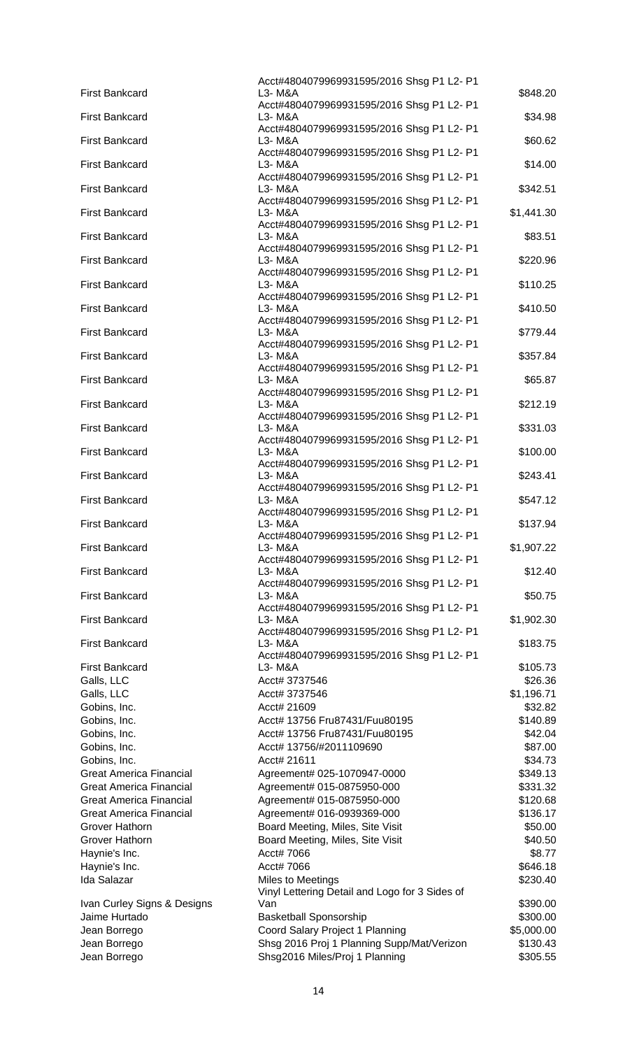| | | |
|---|---|---|
| First Bankcard | Acct#4804079969931595/2016 Shsg P1 L2- P1 L3- M&A | $848.20 |
| First Bankcard | Acct#4804079969931595/2016 Shsg P1 L2- P1 L3- M&A | $34.98 |
| First Bankcard | Acct#4804079969931595/2016 Shsg P1 L2- P1 L3- M&A | $60.62 |
| First Bankcard | Acct#4804079969931595/2016 Shsg P1 L2- P1 L3- M&A | $14.00 |
| First Bankcard | Acct#4804079969931595/2016 Shsg P1 L2- P1 L3- M&A | $342.51 |
| First Bankcard | Acct#4804079969931595/2016 Shsg P1 L2- P1 L3- M&A | $1,441.30 |
| First Bankcard | Acct#4804079969931595/2016 Shsg P1 L2- P1 L3- M&A | $83.51 |
| First Bankcard | Acct#4804079969931595/2016 Shsg P1 L2- P1 L3- M&A | $220.96 |
| First Bankcard | Acct#4804079969931595/2016 Shsg P1 L2- P1 L3- M&A | $110.25 |
| First Bankcard | Acct#4804079969931595/2016 Shsg P1 L2- P1 L3- M&A | $410.50 |
| First Bankcard | Acct#4804079969931595/2016 Shsg P1 L2- P1 L3- M&A | $779.44 |
| First Bankcard | Acct#4804079969931595/2016 Shsg P1 L2- P1 L3- M&A | $357.84 |
| First Bankcard | Acct#4804079969931595/2016 Shsg P1 L2- P1 L3- M&A | $65.87 |
| First Bankcard | Acct#4804079969931595/2016 Shsg P1 L2- P1 L3- M&A | $212.19 |
| First Bankcard | Acct#4804079969931595/2016 Shsg P1 L2- P1 L3- M&A | $331.03 |
| First Bankcard | Acct#4804079969931595/2016 Shsg P1 L2- P1 L3- M&A | $100.00 |
| First Bankcard | Acct#4804079969931595/2016 Shsg P1 L2- P1 L3- M&A | $243.41 |
| First Bankcard | Acct#4804079969931595/2016 Shsg P1 L2- P1 L3- M&A | $547.12 |
| First Bankcard | Acct#4804079969931595/2016 Shsg P1 L2- P1 L3- M&A | $137.94 |
| First Bankcard | Acct#4804079969931595/2016 Shsg P1 L2- P1 L3- M&A | $1,907.22 |
| First Bankcard | Acct#4804079969931595/2016 Shsg P1 L2- P1 L3- M&A | $12.40 |
| First Bankcard | Acct#4804079969931595/2016 Shsg P1 L2- P1 L3- M&A | $50.75 |
| First Bankcard | Acct#4804079969931595/2016 Shsg P1 L2- P1 L3- M&A | $1,902.30 |
| First Bankcard | Acct#4804079969931595/2016 Shsg P1 L2- P1 L3- M&A | $183.75 |
| First Bankcard | Acct#4804079969931595/2016 Shsg P1 L2- P1 L3- M&A | $105.73 |
| Galls, LLC | Acct# 3737546 | $26.36 |
| Galls, LLC | Acct# 3737546 | $1,196.71 |
| Gobins, Inc. | Acct# 21609 | $32.82 |
| Gobins, Inc. | Acct# 13756 Fru87431/Fuu80195 | $140.89 |
| Gobins, Inc. | Acct# 13756 Fru87431/Fuu80195 | $42.04 |
| Gobins, Inc. | Acct# 13756/#2011109690 | $87.00 |
| Gobins, Inc. | Acct# 21611 | $34.73 |
| Great America Financial | Agreement# 025-1070947-0000 | $349.13 |
| Great America Financial | Agreement# 015-0875950-000 | $331.32 |
| Great America Financial | Agreement# 015-0875950-000 | $120.68 |
| Great America Financial | Agreement# 016-0939369-000 | $136.17 |
| Grover Hathorn | Board Meeting, Miles, Site Visit | $50.00 |
| Grover Hathorn | Board Meeting, Miles, Site Visit | $40.50 |
| Haynie's Inc. | Acct# 7066 | $8.77 |
| Haynie's Inc. | Acct# 7066 | $646.18 |
| Ida Salazar | Miles to Meetings | $230.40 |
| Ivan Curley Signs & Designs | Vinyl Lettering Detail and Logo for 3 Sides of Van | $390.00 |
| Jaime Hurtado | Basketball Sponsorship | $300.00 |
| Jean Borrego | Coord Salary Project 1 Planning | $5,000.00 |
| Jean Borrego | Shsg 2016 Proj 1 Planning Supp/Mat/Verizon | $130.43 |
| Jean Borrego | Shsg2016 Miles/Proj 1 Planning | $305.55 |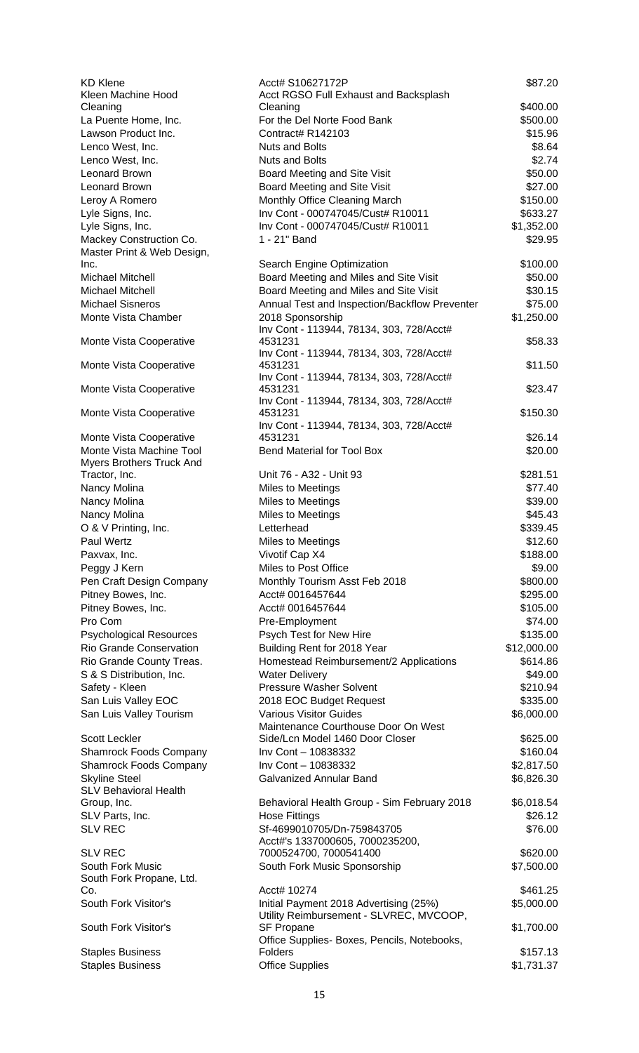| | | |
|---|---|---|
| KD Klene | Acct# S10627172P | $87.20 |
| Kleen Machine Hood Cleaning | Acct RGSO Full Exhaust and Backsplash Cleaning | $400.00 |
| La Puente Home, Inc. | For the Del Norte Food Bank | $500.00 |
| Lawson Product Inc. | Contract# R142103 | $15.96 |
| Lenco West, Inc. | Nuts and Bolts | $8.64 |
| Lenco West, Inc. | Nuts and Bolts | $2.74 |
| Leonard Brown | Board Meeting and Site Visit | $50.00 |
| Leonard Brown | Board Meeting and Site Visit | $27.00 |
| Leroy A Romero | Monthly Office Cleaning March | $150.00 |
| Lyle Signs, Inc. | Inv Cont - 000747045/Cust# R10011 | $633.27 |
| Lyle Signs, Inc. | Inv Cont - 000747045/Cust# R10011 | $1,352.00 |
| Mackey Construction Co. | 1 - 21" Band | $29.95 |
| Master Print & Web Design, Inc. | Search Engine Optimization | $100.00 |
| Michael Mitchell | Board Meeting and Miles and Site Visit | $50.00 |
| Michael Mitchell | Board Meeting and Miles and Site Visit | $30.15 |
| Michael Sisneros | Annual Test and Inspection/Backflow Preventer | $75.00 |
| Monte Vista Chamber | 2018 Sponsorship | $1,250.00 |
| Monte Vista Cooperative | Inv Cont - 113944, 78134, 303, 728/Acct# 4531231 | $58.33 |
| Monte Vista Cooperative | Inv Cont - 113944, 78134, 303, 728/Acct# 4531231 | $11.50 |
| Monte Vista Cooperative | Inv Cont - 113944, 78134, 303, 728/Acct# 4531231 | $23.47 |
| Monte Vista Cooperative | Inv Cont - 113944, 78134, 303, 728/Acct# 4531231 | $150.30 |
| Monte Vista Cooperative | Inv Cont - 113944, 78134, 303, 728/Acct# 4531231 | $26.14 |
| Monte Vista Machine Tool | Bend Material for Tool Box | $20.00 |
| Myers Brothers Truck And Tractor, Inc. | Unit 76 - A32 - Unit 93 | $281.51 |
| Nancy Molina | Miles to Meetings | $77.40 |
| Nancy Molina | Miles to Meetings | $39.00 |
| Nancy Molina | Miles to Meetings | $45.43 |
| O & V Printing, Inc. | Letterhead | $339.45 |
| Paul Wertz | Miles to Meetings | $12.60 |
| Paxvax, Inc. | Vivotif Cap X4 | $188.00 |
| Peggy J Kern | Miles to Post Office | $9.00 |
| Pen Craft Design Company | Monthly Tourism Asst Feb 2018 | $800.00 |
| Pitney Bowes, Inc. | Acct# 0016457644 | $295.00 |
| Pitney Bowes, Inc. | Acct# 0016457644 | $105.00 |
| Pro Com | Pre-Employment | $74.00 |
| Psychological Resources | Psych Test for New Hire | $135.00 |
| Rio Grande Conservation | Building Rent for 2018 Year | $12,000.00 |
| Rio Grande County Treas. | Homestead Reimbursement/2 Applications | $614.86 |
| S & S Distribution, Inc. | Water Delivery | $49.00 |
| Safety - Kleen | Pressure Washer Solvent | $210.94 |
| San Luis Valley EOC | 2018 EOC Budget Request | $335.00 |
| San Luis Valley Tourism | Various Visitor Guides | $6,000.00 |
| Scott Leckler | Maintenance Courthouse Door On West Side/Lcn Model 1460 Door Closer | $625.00 |
| Shamrock Foods Company | Inv Cont – 10838332 | $160.04 |
| Shamrock Foods Company | Inv Cont – 10838332 | $2,817.50 |
| Skyline Steel | Galvanized Annular Band | $6,826.30 |
| SLV Behavioral Health Group, Inc. | Behavioral Health Group - Sim February 2018 | $6,018.54 |
| SLV Parts, Inc. | Hose Fittings | $26.12 |
| SLV REC | Sf-4699010705/Dn-759843705 | $76.00 |
| SLV REC | Acct#'s 1337000605, 7000235200, 7000524700, 7000541400 | $620.00 |
| South Fork Music | South Fork Music Sponsorship | $7,500.00 |
| South Fork Propane, Ltd. Co. | Acct# 10274 | $461.25 |
| South Fork Visitor's | Initial Payment 2018 Advertising (25%) | $5,000.00 |
| South Fork Visitor's | Utility Reimbursement - SLVREC, MVCOOP, SF Propane | $1,700.00 |
| Staples Business | Office Supplies- Boxes, Pencils, Notebooks, Folders | $157.13 |
| Staples Business | Office Supplies | $1,731.37 |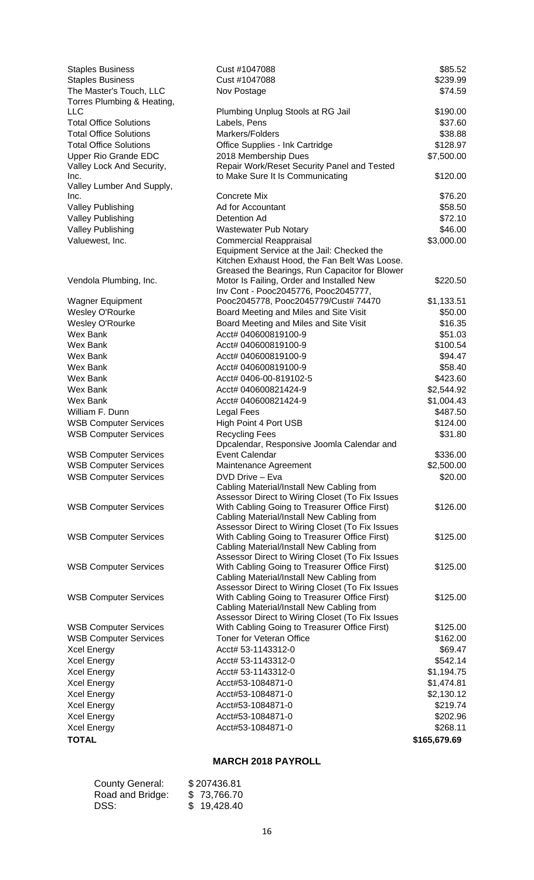| | | |
|---|---|---|
| Staples Business | Cust #1047088 | $85.52 |
| Staples Business | Cust #1047088 | $239.99 |
| The Master's Touch, LLC | Nov Postage | $74.59 |
| Torres Plumbing & Heating, LLC | Plumbing Unplug Stools at RG Jail | $190.00 |
| Total Office Solutions | Labels, Pens | $37.60 |
| Total Office Solutions | Markers/Folders | $38.88 |
| Total Office Solutions | Office Supplies - Ink Cartridge | $128.97 |
| Upper Rio Grande EDC | 2018 Membership Dues | $7,500.00 |
| Valley Lock And Security, Inc. | Repair Work/Reset Security Panel and Tested to Make Sure It Is Communicating | $120.00 |
| Valley Lumber And Supply, Inc. | Concrete Mix | $76.20 |
| Valley Publishing | Ad for Accountant | $58.50 |
| Valley Publishing | Detention Ad | $72.10 |
| Valley Publishing | Wastewater Pub Notary | $46.00 |
| Valuewest, Inc. | Commercial Reappraisal | $3,000.00 |
| Vendola Plumbing, Inc. | Equipment Service at the Jail: Checked the Kitchen Exhaust Hood, the Fan Belt Was Loose. Greased the Bearings, Run Capacitor for Blower Motor Is Failing, Order and Installed New | $220.50 |
| Wagner Equipment | Inv Cont - Pooc2045776, Pooc2045777, Pooc2045778, Pooc2045779/Cust# 74470 | $1,133.51 |
| Wesley O'Rourke | Board Meeting and Miles and Site Visit | $50.00 |
| Wesley O'Rourke | Board Meeting and Miles and Site Visit | $16.35 |
| Wex Bank | Acct# 040600819100-9 | $51.03 |
| Wex Bank | Acct# 040600819100-9 | $100.54 |
| Wex Bank | Acct# 040600819100-9 | $94.47 |
| Wex Bank | Acct# 040600819100-9 | $58.40 |
| Wex Bank | Acct# 0406-00-819102-5 | $423.60 |
| Wex Bank | Acct# 040600821424-9 | $2,544.92 |
| Wex Bank | Acct# 040600821424-9 | $1,004.43 |
| William F. Dunn | Legal Fees | $487.50 |
| WSB Computer Services | High Point 4 Port USB | $124.00 |
| WSB Computer Services | Recycling Fees | $31.80 |
| WSB Computer Services | Dpcalendar, Responsive Joomla Calendar and Event Calendar | $336.00 |
| WSB Computer Services | Maintenance Agreement | $2,500.00 |
| WSB Computer Services | DVD Drive – Eva | $20.00 |
| WSB Computer Services | Cabling Material/Install New Cabling from Assessor Direct to Wiring Closet (To Fix Issues With Cabling Going to Treasurer Office First) | $126.00 |
| WSB Computer Services | Cabling Material/Install New Cabling from Assessor Direct to Wiring Closet (To Fix Issues With Cabling Going to Treasurer Office First) | $125.00 |
| WSB Computer Services | Cabling Material/Install New Cabling from Assessor Direct to Wiring Closet (To Fix Issues With Cabling Going to Treasurer Office First) | $125.00 |
| WSB Computer Services | Cabling Material/Install New Cabling from Assessor Direct to Wiring Closet (To Fix Issues With Cabling Going to Treasurer Office First) | $125.00 |
| WSB Computer Services | Cabling Material/Install New Cabling from Assessor Direct to Wiring Closet (To Fix Issues With Cabling Going to Treasurer Office First) | $125.00 |
| WSB Computer Services | Toner for Veteran Office | $162.00 |
| Xcel Energy | Acct# 53-1143312-0 | $69.47 |
| Xcel Energy | Acct# 53-1143312-0 | $542.14 |
| Xcel Energy | Acct# 53-1143312-0 | $1,194.75 |
| Xcel Energy | Acct#53-1084871-0 | $1,474.81 |
| Xcel Energy | Acct#53-1084871-0 | $2,130.12 |
| Xcel Energy | Acct#53-1084871-0 | $219.74 |
| Xcel Energy | Acct#53-1084871-0 | $202.96 |
| Xcel Energy | Acct#53-1084871-0 | $268.11 |
| **TOTAL** | | **$165,679.69** |

## MARCH 2018 PAYROLL

| | |
|---|---|
| County General: | $ 207436.81 |
| Road and Bridge: | $ 73,766.70 |
| DSS: | $ 19,428.40 |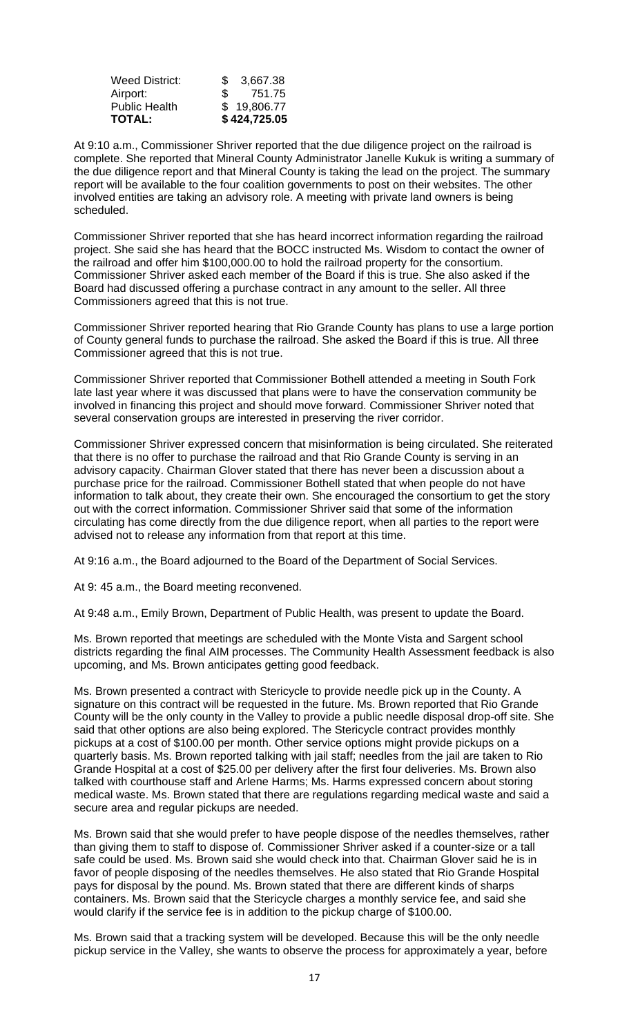| | |
|---|---|
| Weed District: | $ 3,667.38 |
| Airport: | $ 751.75 |
| Public Health | $ 19,806.77 |
| **TOTAL:** | **$ 424,725.05** |

At 9:10 a.m., Commissioner Shriver reported that the due diligence project on the railroad is complete. She reported that Mineral County Administrator Janelle Kukuk is writing a summary of the due diligence report and that Mineral County is taking the lead on the project. The summary report will be available to the four coalition governments to post on their websites. The other involved entities are taking an advisory role. A meeting with private land owners is being scheduled.

Commissioner Shriver reported that she has heard incorrect information regarding the railroad project. She said she has heard that the BOCC instructed Ms. Wisdom to contact the owner of the railroad and offer him $100,000.00 to hold the railroad property for the consortium. Commissioner Shriver asked each member of the Board if this is true. She also asked if the Board had discussed offering a purchase contract in any amount to the seller. All three Commissioners agreed that this is not true.

Commissioner Shriver reported hearing that Rio Grande County has plans to use a large portion of County general funds to purchase the railroad. She asked the Board if this is true. All three Commissioner agreed that this is not true.

Commissioner Shriver reported that Commissioner Bothell attended a meeting in South Fork late last year where it was discussed that plans were to have the conservation community be involved in financing this project and should move forward. Commissioner Shriver noted that several conservation groups are interested in preserving the river corridor.

Commissioner Shriver expressed concern that misinformation is being circulated. She reiterated that there is no offer to purchase the railroad and that Rio Grande County is serving in an advisory capacity. Chairman Glover stated that there has never been a discussion about a purchase price for the railroad. Commissioner Bothell stated that when people do not have information to talk about, they create their own. She encouraged the consortium to get the story out with the correct information. Commissioner Shriver said that some of the information circulating has come directly from the due diligence report, when all parties to the report were advised not to release any information from that report at this time.

At 9:16 a.m., the Board adjourned to the Board of the Department of Social Services.

At 9: 45 a.m., the Board meeting reconvened.

At 9:48 a.m., Emily Brown, Department of Public Health, was present to update the Board.

Ms. Brown reported that meetings are scheduled with the Monte Vista and Sargent school districts regarding the final AIM processes. The Community Health Assessment feedback is also upcoming, and Ms. Brown anticipates getting good feedback.

Ms. Brown presented a contract with Stericycle to provide needle pick up in the County. A signature on this contract will be requested in the future. Ms. Brown reported that Rio Grande County will be the only county in the Valley to provide a public needle disposal drop-off site. She said that other options are also being explored. The Stericycle contract provides monthly pickups at a cost of $100.00 per month. Other service options might provide pickups on a quarterly basis. Ms. Brown reported talking with jail staff; needles from the jail are taken to Rio Grande Hospital at a cost of $25.00 per delivery after the first four deliveries. Ms. Brown also talked with courthouse staff and Arlene Harms; Ms. Harms expressed concern about storing medical waste. Ms. Brown stated that there are regulations regarding medical waste and said a secure area and regular pickups are needed.

Ms. Brown said that she would prefer to have people dispose of the needles themselves, rather than giving them to staff to dispose of. Commissioner Shriver asked if a counter-size or a tall safe could be used. Ms. Brown said she would check into that. Chairman Glover said he is in favor of people disposing of the needles themselves. He also stated that Rio Grande Hospital pays for disposal by the pound. Ms. Brown stated that there are different kinds of sharps containers. Ms. Brown said that the Stericycle charges a monthly service fee, and said she would clarify if the service fee is in addition to the pickup charge of $100.00.

Ms. Brown said that a tracking system will be developed. Because this will be the only needle pickup service in the Valley, she wants to observe the process for approximately a year, before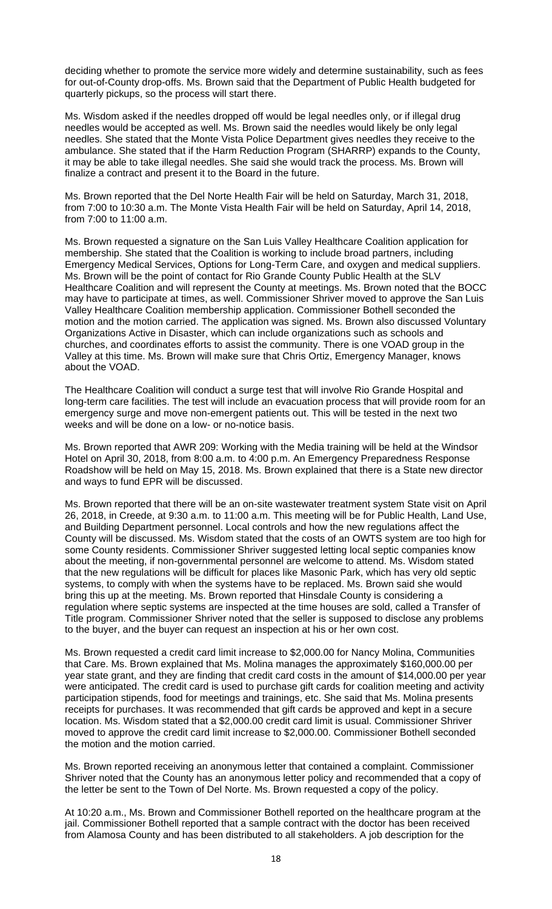deciding whether to promote the service more widely and determine sustainability, such as fees for out-of-County drop-offs. Ms. Brown said that the Department of Public Health budgeted for quarterly pickups, so the process will start there.

Ms. Wisdom asked if the needles dropped off would be legal needles only, or if illegal drug needles would be accepted as well. Ms. Brown said the needles gives would likely be only legal needles. She stated that the Monte Vista Police Department gives needles they receive to the ambulance. She stated that if the Harm Reduction Program (SHARRP) expands to the County, it may be able to take illegal needles. She said she would track the process. Ms. Brown will finalize a contract and present it to the Board in the future.

Ms. Brown reported that the Del Norte Health Fair will be held on Saturday, March 31, 2018, from 7:00 to 10:30 a.m. The Monte Vista Health Fair will be held on Saturday, April 14, 2018, from 7:00 to 11:00 a.m.

Ms. Brown requested a signature on the San Luis Valley Healthcare Coalition application for membership. She stated that the Coalition is working to include broad partners, including Emergency Medical Services, Options for Long-Term Care, and oxygen and medical suppliers. Ms. Brown will be the point of contact for Rio Grande County Public Health at the SLV Healthcare Coalition and will represent the County at meetings. Ms. Brown noted that the BOCC may have to participate at times, as well. Commissioner Shriver moved to approve the San Luis Valley Healthcare Coalition membership application. Commissioner Bothell seconded the motion and the motion carried. The application was signed. Ms. Brown also discussed Voluntary Organizations Active in Disaster, which can include organizations such as schools and churches, and coordinates efforts to assist the community. There is one VOAD group in the Valley at this time. Ms. Brown will make sure that Chris Ortiz, Emergency Manager, knows about the VOAD.

The Healthcare Coalition will conduct a surge test that will involve Rio Grande Hospital and long-term care facilities. The test will include an evacuation process that will provide room for an emergency surge and move non-emergent patients out. This will be tested in the next two weeks and will be done on a low- or no-notice basis.

Ms. Brown reported that AWR 209: Working with the Media training will be held at the Windsor Hotel on April 30, 2018, from 8:00 a.m. to 4:00 p.m. An Emergency Preparedness Response Roadshow will be held on May 15, 2018. Ms. Brown explained that there is a State new director and ways to fund EPR will be discussed.

Ms. Brown reported that there will be an on-site wastewater treatment system State visit on April 26, 2018, in Creede, at 9:30 a.m. to 11:00 a.m. This meeting will be for Public Health, Land Use, and Building Department personnel. Local controls and how the new regulations affect the County will be discussed. Ms. Wisdom stated that the costs of an OWTS system are too high for some County residents. Commissioner Shriver suggested letting local septic companies know about the meeting, if non-governmental personnel are welcome to attend. Ms. Wisdom stated that the new regulations will be difficult for places like Masonic Park, which has very old septic systems, to comply with when the systems have to be replaced. Ms. Brown said she would bring this up at the meeting. Ms. Brown reported that Hinsdale County is considering a regulation where septic systems are inspected at the time houses are sold, called a Transfer of Title program. Commissioner Shriver noted that the seller is supposed to disclose any problems to the buyer, and the buyer can request an inspection at his or her own cost.

Ms. Brown requested a credit card limit increase to $2,000.00 for Nancy Molina, Communities that Care. Ms. Brown explained that Ms. Molina manages the approximately $160,000.00 per year state grant, and they are finding that credit card costs in the amount of $14,000.00 per year were anticipated. The credit card is used to purchase gift cards for coalition meeting and activity participation stipends, food for meetings and trainings, etc. She said that Ms. Molina presents receipts for purchases. It was recommended that gift cards be approved and kept in a secure location. Ms. Wisdom stated that a $2,000.00 credit card limit is usual. Commissioner Shriver moved to approve the credit card limit increase to $2,000.00. Commissioner Bothell seconded the motion and the motion carried.

Ms. Brown reported receiving an anonymous letter that contained a complaint. Commissioner Shriver noted that the County has an anonymous letter policy and recommended that a copy of the letter be sent to the Town of Del Norte. Ms. Brown requested a copy of the policy.

At 10:20 a.m., Ms. Brown and Commissioner Bothell reported on the healthcare program at the jail. Commissioner Bothell reported that a sample contract with the doctor has been received from Alamosa County and has been distributed to all stakeholders. A job description for the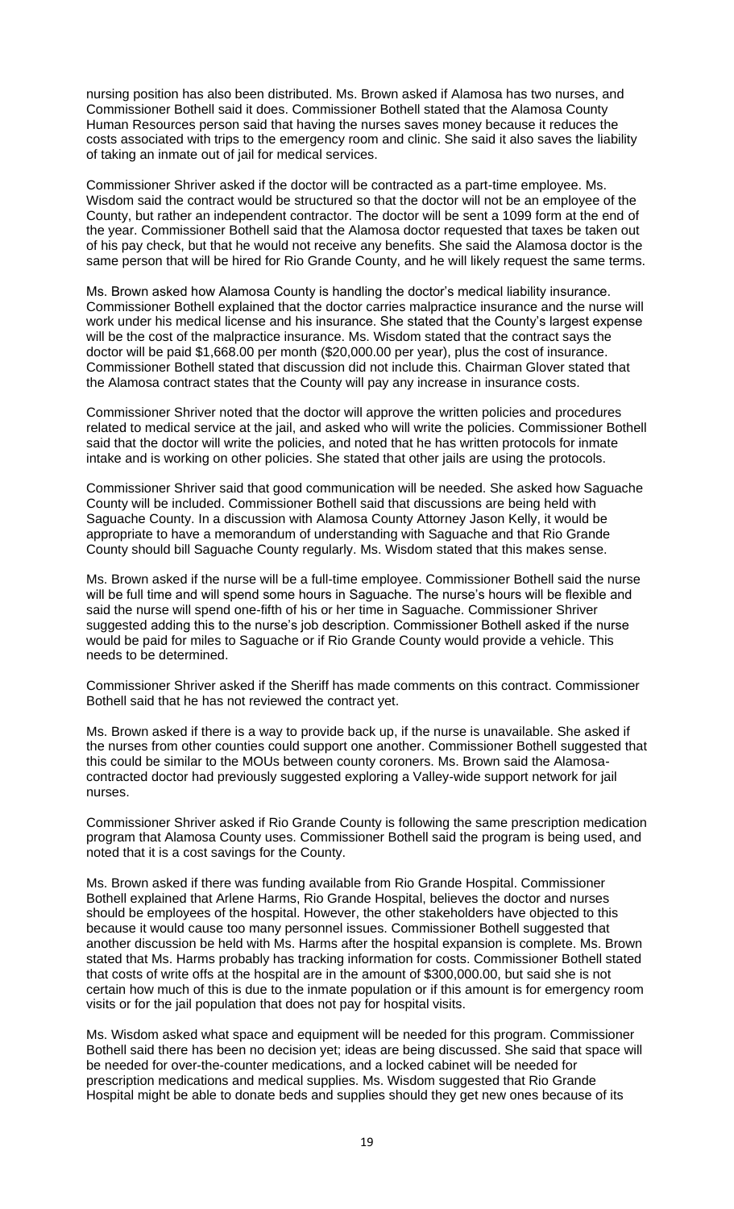nursing position has also been distributed. Ms. Brown asked if Alamosa has two nurses, and Commissioner Bothell said it does. Commissioner Bothell stated that the Alamosa County Human Resources person said that having the nurses saves money because it reduces the costs associated with trips to the emergency room and clinic. She said it also saves the liability of taking an inmate out of jail for medical services.

Commissioner Shriver asked if the doctor will be contracted as a part-time employee. Ms. Wisdom said the contract would be structured so that the doctor will not be an employee of the County, but rather an independent contractor. The doctor will be sent a 1099 form at the end of the year. Commissioner Bothell said that the Alamosa doctor requested that taxes be taken out of his pay check, but that he would not receive any benefits. She said the Alamosa doctor is the same person that will be hired for Rio Grande County, and he will likely request the same terms.

Ms. Brown asked how Alamosa County is handling the doctor's medical liability insurance. Commissioner Bothell explained that the doctor carries malpractice insurance and the nurse will work under his medical license and his insurance. She stated that the County's largest expense will be the cost of the malpractice insurance. Ms. Wisdom stated that the contract says the doctor will be paid $1,668.00 per month ($20,000.00 per year), plus the cost of insurance. Commissioner Bothell stated that discussion did not include this. Chairman Glover stated that the Alamosa contract states that the County will pay any increase in insurance costs.

Commissioner Shriver noted that the doctor will approve the written policies and procedures related to medical service at the jail, and asked who will write the policies. Commissioner Bothell said that the doctor will write the policies, and noted that he has written protocols for inmate intake and is working on other policies. She stated that other jails are using the protocols.

Commissioner Shriver said that good communication will be needed. She asked how Saguache County will be included. Commissioner Bothell said that discussions are being held with Saguache County. In a discussion with Alamosa County Attorney Jason Kelly, it would be appropriate to have a memorandum of understanding with Saguache and that Rio Grande County should bill Saguache County regularly. Ms. Wisdom stated that this makes sense.

Ms. Brown asked if the nurse will be a full-time employee. Commissioner Bothell said the nurse will be full time and will spend some hours in Saguache. The nurse's hours will be flexible and said the nurse will spend one-fifth of his or her time in Saguache. Commissioner Shriver suggested adding this to the nurse's job description. Commissioner Bothell asked if the nurse would be paid for miles to Saguache or if Rio Grande County would provide a vehicle. This needs to be determined.

Commissioner Shriver asked if the Sheriff has made comments on this contract. Commissioner Bothell said that he has not reviewed the contract yet.

Ms. Brown asked if there is a way to provide back up, if the nurse is unavailable. She asked if the nurses from other counties could support one another. Commissioner Bothell suggested that this could be similar to the MOUs between county coroners. Ms. Brown said the Alamosa-contracted doctor had previously suggested exploring a Valley-wide support network for jail nurses.

Commissioner Shriver asked if Rio Grande County is following the same prescription medication program that Alamosa County uses. Commissioner Bothell said the program is being used, and noted that it is a cost savings for the County.

Ms. Brown asked if there was funding available from Rio Grande Hospital. Commissioner Bothell explained that Arlene Harms, Rio Grande Hospital, believes the doctor and nurses should be employees of the hospital. However, the other stakeholders have objected to this because it would cause too many personnel issues. Commissioner Bothell suggested that another discussion be held with Ms. Harms after the hospital expansion is complete. Ms. Brown stated that Ms. Harms probably has tracking information for costs. Commissioner Bothell stated that costs of write offs at the hospital are in the amount of $300,000.00, but said she is not certain how much of this is due to the inmate population or if this amount is for emergency room visits or for the jail population that does not pay for hospital visits.

Ms. Wisdom asked what space and equipment will be needed for this program. Commissioner Bothell said there has been no decision yet; ideas are being discussed. She said that space will be needed for over-the-counter medications, and a locked cabinet will be needed for prescription medications and medical supplies. Ms. Wisdom suggested that Rio Grande Hospital might be able to donate beds and supplies should they get new ones because of its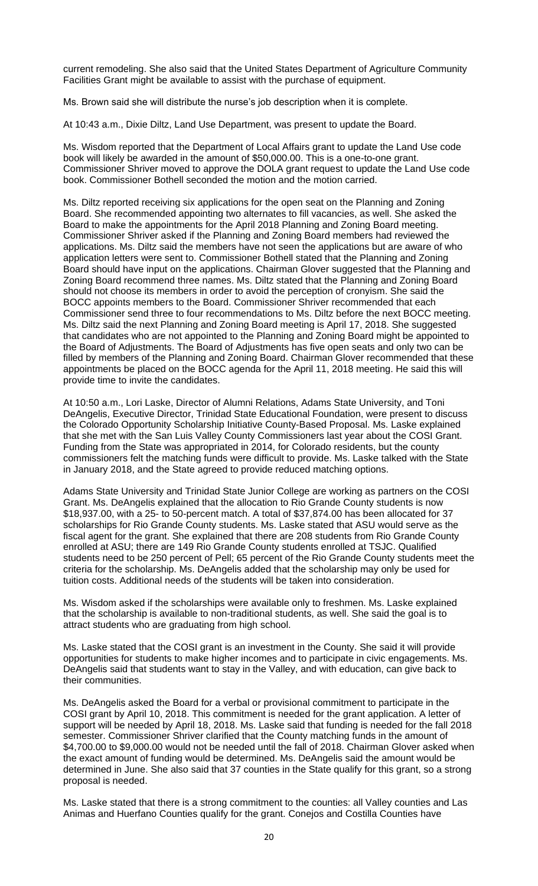current remodeling. She also said that the United States Department of Agriculture Community Facilities Grant might be available to assist with the purchase of equipment.

Ms. Brown said she will distribute the nurse's job description when it is complete.

At 10:43 a.m., Dixie Diltz, Land Use Department, was present to update the Board.

Ms. Wisdom reported that the Department of Local Affairs grant to update the Land Use code book will likely be awarded in the amount of $50,000.00. This is a one-to-one grant. Commissioner Shriver moved to approve the DOLA grant request to update the Land Use code book. Commissioner Bothell seconded the motion and the motion carried.

Ms. Diltz reported receiving six applications for the open seat on the Planning and Zoning Board. She recommended appointing two alternates to fill vacancies, as well. She asked the Board to make the appointments for the April 2018 Planning and Zoning Board meeting. Commissioner Shriver asked if the Planning and Zoning Board members had reviewed the applications. Ms. Diltz said the members have not seen the applications but are aware of who application letters were sent to. Commissioner Bothell stated that the Planning and Zoning Board should have input on the applications. Chairman Glover suggested that the Planning and Zoning Board recommend three names. Ms. Diltz stated that the Planning and Zoning Board should not choose its members in order to avoid the perception of cronyism. She said the BOCC appoints members to the Board. Commissioner Shriver recommended that each Commissioner send three to four recommendations to Ms. Diltz before the next BOCC meeting. Ms. Diltz said the next Planning and Zoning Board meeting is April 17, 2018. She suggested that candidates who are not appointed to the Planning and Zoning Board might be appointed to the Board of Adjustments. The Board of Adjustments has five open seats and only two can be filled by members of the Planning and Zoning Board. Chairman Glover recommended that these appointments be placed on the BOCC agenda for the April 11, 2018 meeting. He said this will provide time to invite the candidates.

At 10:50 a.m., Lori Laske, Director of Alumni Relations, Adams State University, and Toni DeAngelis, Executive Director, Trinidad State Educational Foundation, were present to discuss the Colorado Opportunity Scholarship Initiative County-Based Proposal. Ms. Laske explained that she met with the San Luis Valley County Commissioners last year about the COSI Grant. Funding from the State was appropriated in 2014, for Colorado residents, but the county commissioners felt the matching funds were difficult to provide. Ms. Laske talked with the State in January 2018, and the State agreed to provide reduced matching options.

Adams State University and Trinidad State Junior College are working as partners on the COSI Grant. Ms. DeAngelis explained that the allocation to Rio Grande County students is now $18,937.00, with a 25- to 50-percent match. A total of $37,874.00 has been allocated for 37 scholarships for Rio Grande County students. Ms. Laske stated that ASU would serve as the fiscal agent for the grant. She explained that there are 208 students from Rio Grande County enrolled at ASU; there are 149 Rio Grande County students enrolled at TSJC. Qualified students need to be 250 percent of Pell; 65 percent of the Rio Grande County students meet the criteria for the scholarship. Ms. DeAngelis added that the scholarship may only be used for tuition costs. Additional needs of the students will be taken into consideration.

Ms. Wisdom asked if the scholarships were available only to freshmen. Ms. Laske explained that the scholarship is available to non-traditional students, as well. She said the goal is to attract students who are graduating from high school.

Ms. Laske stated that the COSI grant is an investment in the County. She said it will provide opportunities for students to make higher incomes and to participate in civic engagements. Ms. DeAngelis said that students want to stay in the Valley, and with education, can give back to their communities.

Ms. DeAngelis asked the Board for a verbal or provisional commitment to participate in the COSI grant by April 10, 2018. This commitment is needed for the grant application. A letter of support will be needed by April 18, 2018. Ms. Laske said that funding is needed for the fall 2018 semester. Commissioner Shriver clarified that the County matching funds in the amount of $4,700.00 to $9,000.00 would not be needed until the fall of 2018. Chairman Glover asked when the exact amount of funding would be determined. Ms. DeAngelis said the amount would be determined in June. She also said that 37 counties in the State qualify for this grant, so a strong proposal is needed.

Ms. Laske stated that there is a strong commitment to the counties: all Valley counties and Las Animas and Huerfano Counties qualify for the grant. Conejos and Costilla Counties have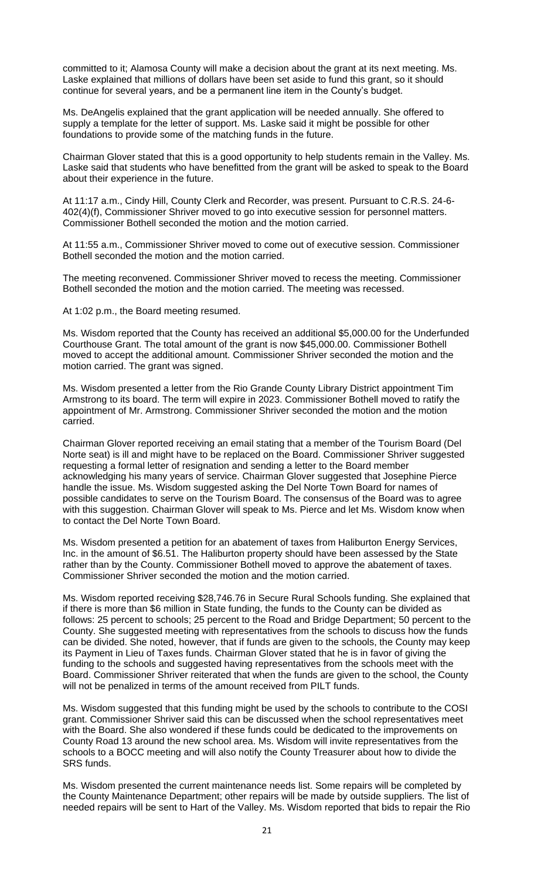committed to it; Alamosa County will make a decision about the grant at its next meeting. Ms. Laske explained that millions of dollars have been set aside to fund this grant, so it should continue for several years, and be a permanent line item in the County's budget.

Ms. DeAngelis explained that the grant application will be needed annually. She offered to supply a template for the letter of support. Ms. Laske said it might be possible for other foundations to provide some of the matching funds in the future.

Chairman Glover stated that this is a good opportunity to help students remain in the Valley. Ms. Laske said that students who have benefitted from the grant will be asked to speak to the Board about their experience in the future.

At 11:17 a.m., Cindy Hill, County Clerk and Recorder, was present. Pursuant to C.R.S. 24-6-402(4)(f), Commissioner Shriver moved to go into executive session for personnel matters. Commissioner Bothell seconded the motion and the motion carried.

At 11:55 a.m., Commissioner Shriver moved to come out of executive session. Commissioner Bothell seconded the motion and the motion carried.

The meeting reconvened. Commissioner Shriver moved to recess the meeting. Commissioner Bothell seconded the motion and the motion carried. The meeting was recessed.

At 1:02 p.m., the Board meeting resumed.

Ms. Wisdom reported that the County has received an additional $5,000.00 for the Underfunded Courthouse Grant. The total amount of the grant is now $45,000.00. Commissioner Bothell moved to accept the additional amount. Commissioner Shriver seconded the motion and the motion carried. The grant was signed.

Ms. Wisdom presented a letter from the Rio Grande County Library District appointment Tim Armstrong to its board. The term will expire in 2023. Commissioner Bothell moved to ratify the appointment of Mr. Armstrong. Commissioner Shriver seconded the motion and the motion carried.

Chairman Glover reported receiving an email stating that a member of the Tourism Board (Del Norte seat) is ill and might have to be replaced on the Board. Commissioner Shriver suggested requesting a formal letter of resignation and sending a letter to the Board member acknowledging his many years of service. Chairman Glover suggested that Josephine Pierce handle the issue. Ms. Wisdom suggested asking the Del Norte Town Board for names of possible candidates to serve on the Tourism Board. The consensus of the Board was to agree with this suggestion. Chairman Glover will speak to Ms. Pierce and let Ms. Wisdom know when to contact the Del Norte Town Board.

Ms. Wisdom presented a petition for an abatement of taxes from Haliburton Energy Services, Inc. in the amount of $6.51. The Haliburton property should have been assessed by the State rather than by the County. Commissioner Bothell moved to approve the abatement of taxes. Commissioner Shriver seconded the motion and the motion carried.

Ms. Wisdom reported receiving $28,746.76 in Secure Rural Schools funding. She explained that if there is more than $6 million in State funding, the funds to the County can be divided as follows: 25 percent to schools; 25 percent to the Road and Bridge Department; 50 percent to the County. She suggested meeting with representatives from the schools to discuss how the funds can be divided. She noted, however, that if funds are given to the schools, the County may keep its Payment in Lieu of Taxes funds. Chairman Glover stated that he is in favor of giving the funding to the schools and suggested having representatives from the schools meet with the Board. Commissioner Shriver reiterated that when the funds are given to the school, the County will not be penalized in terms of the amount received from PILT funds.

Ms. Wisdom suggested that this funding might be used by the schools to contribute to the COSI grant. Commissioner Shriver said this can be discussed when the school representatives meet with the Board. She also wondered if these funds could be dedicated to the improvements on County Road 13 around the new school area. Ms. Wisdom will invite representatives from the schools to a BOCC meeting and will also notify the County Treasurer about how to divide the SRS funds.

Ms. Wisdom presented the current maintenance needs list. Some repairs will be completed by the County Maintenance Department; other repairs will be made by outside suppliers. The list of needed repairs will be sent to Hart of the Valley. Ms. Wisdom reported that bids to repair the Rio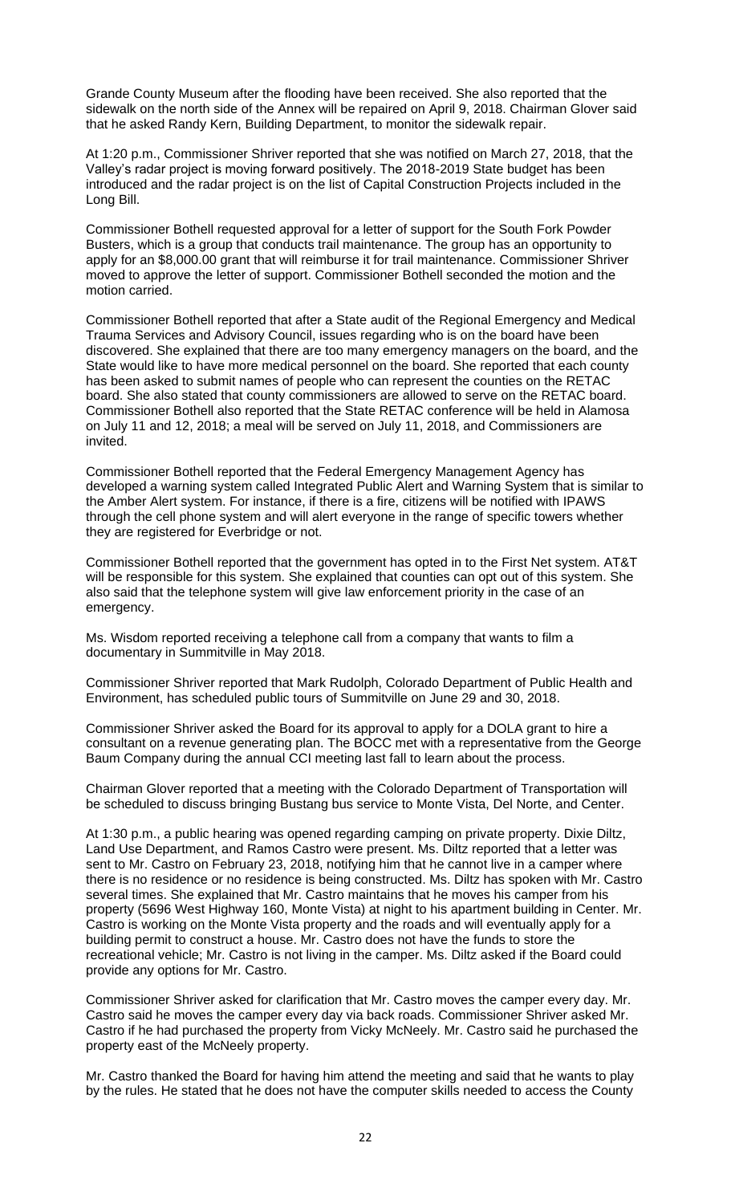Grande County Museum after the flooding have been received. She also reported that the sidewalk on the north side of the Annex will be repaired on April 9, 2018. Chairman Glover said that he asked Randy Kern, Building Department, to monitor the sidewalk repair.

At 1:20 p.m., Commissioner Shriver reported that she was notified on March 27, 2018, that the Valley's radar project is moving forward positively. The 2018-2019 State budget has been introduced and the radar project is on the list of Capital Construction Projects included in the Long Bill.

Commissioner Bothell requested approval for a letter of support for the South Fork Powder Busters, which is a group that conducts trail maintenance. The group has an opportunity to apply for an $8,000.00 grant that will reimburse it for trail maintenance. Commissioner Shriver moved to approve the letter of support. Commissioner Bothell seconded the motion and the motion carried.

Commissioner Bothell reported that after a State audit of the Regional Emergency and Medical Trauma Services and Advisory Council, issues regarding who is on the board have been discovered. She explained that there are too many emergency managers on the board, and the State would like to have more medical personnel on the board. She reported that each county has been asked to submit names of people who can represent the counties on the RETAC board. She also stated that county commissioners are allowed to serve on the RETAC board. Commissioner Bothell also reported that the State RETAC conference will be held in Alamosa on July 11 and 12, 2018; a meal will be served on July 11, 2018, and Commissioners are invited.

Commissioner Bothell reported that the Federal Emergency Management Agency has developed a warning system called Integrated Public Alert and Warning System that is similar to the Amber Alert system. For instance, if there is a fire, citizens will be notified with IPAWS through the cell phone system and will alert everyone in the range of specific towers whether they are registered for Everbridge or not.

Commissioner Bothell reported that the government has opted in to the First Net system. AT&T will be responsible for this system. She explained that counties can opt out of this system. She also said that the telephone system will give law enforcement priority in the case of an emergency.

Ms. Wisdom reported receiving a telephone call from a company that wants to film a documentary in Summitville in May 2018.

Commissioner Shriver reported that Mark Rudolph, Colorado Department of Public Health and Environment, has scheduled public tours of Summitville on June 29 and 30, 2018.

Commissioner Shriver asked the Board for its approval to apply for a DOLA grant to hire a consultant on a revenue generating plan. The BOCC met with a representative from the George Baum Company during the annual CCI meeting last fall to learn about the process.

Chairman Glover reported that a meeting with the Colorado Department of Transportation will be scheduled to discuss bringing Bustang bus service to Monte Vista, Del Norte, and Center.

At 1:30 p.m., a public hearing was opened regarding camping on private property. Dixie Diltz, Land Use Department, and Ramos Castro were present. Ms. Diltz reported that a letter was sent to Mr. Castro on February 23, 2018, notifying him that he cannot live in a camper where there is no residence or no residence is being constructed. Ms. Diltz has spoken with Mr. Castro several times. She explained that Mr. Castro maintains that he moves his camper from his property (5696 West Highway 160, Monte Vista) at night to his apartment building in Center. Mr. Castro is working on the Monte Vista property and the roads and will eventually apply for a building permit to construct a house. Mr. Castro does not have the funds to store the recreational vehicle; Mr. Castro is not living in the camper. Ms. Diltz asked if the Board could provide any options for Mr. Castro.

Commissioner Shriver asked for clarification that Mr. Castro moves the camper every day. Mr. Castro said he moves the camper every day via back roads. Commissioner Shriver asked Mr. Castro if he had purchased the property from Vicky McNeely. Mr. Castro said he purchased the property east of the McNeely property.

Mr. Castro thanked the Board for having him attend the meeting and said that he wants to play by the rules. He stated that he does not have the computer skills needed to access the County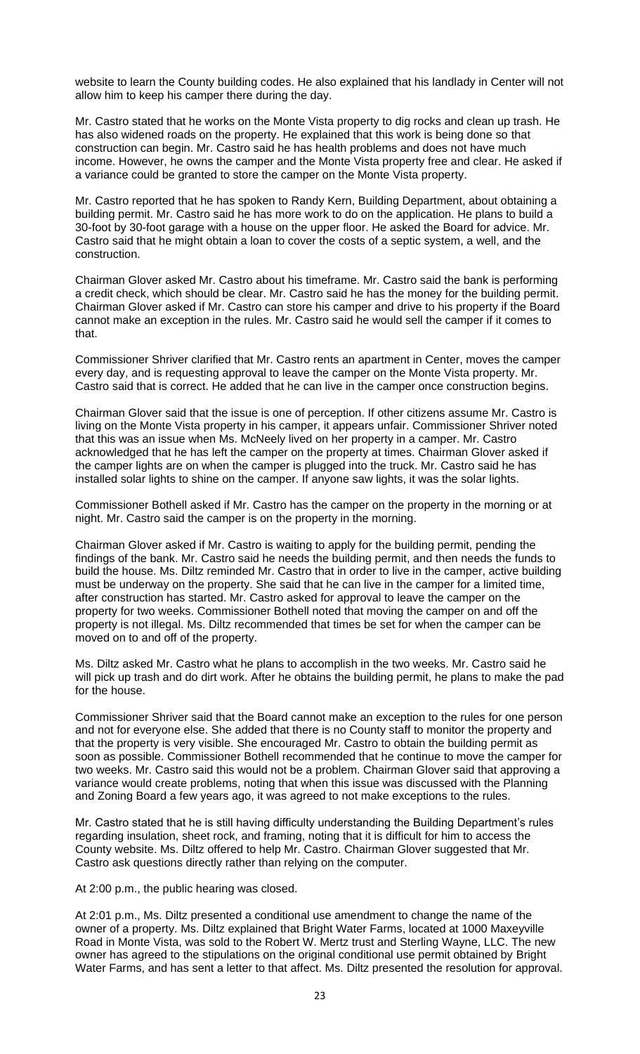website to learn the County building codes. He also explained that his landlady in Center will not allow him to keep his camper there during the day.

Mr. Castro stated that he works on the Monte Vista property to dig rocks and clean up trash. He has also widened roads on the property. He explained that this work is being done so that construction can begin. Mr. Castro said he has health problems and does not have much income. However, he owns the camper and the Monte Vista property free and clear. He asked if a variance could be granted to store the camper on the Monte Vista property.

Mr. Castro reported that he has spoken to Randy Kern, Building Department, about obtaining a building permit. Mr. Castro said he has more work to do on the application. He plans to build a 30-foot by 30-foot garage with a house on the upper floor. He asked the Board for advice. Mr. Castro said that he might obtain a loan to cover the costs of a septic system, a well, and the construction.

Chairman Glover asked Mr. Castro about his timeframe. Mr. Castro said the bank is performing a credit check, which should be clear. Mr. Castro said he has the money for the building permit. Chairman Glover asked if Mr. Castro can store his camper and drive to his property if the Board cannot make an exception in the rules. Mr. Castro said he would sell the camper if it comes to that.

Commissioner Shriver clarified that Mr. Castro rents an apartment in Center, moves the camper every day, and is requesting approval to leave the camper on the Monte Vista property. Mr. Castro said that is correct. He added that he can live in the camper once construction begins.

Chairman Glover said that the issue is one of perception. If other citizens assume Mr. Castro is living on the Monte Vista property in his camper, it appears unfair. Commissioner Shriver noted that this was an issue when Ms. McNeely lived on her property in a camper. Mr. Castro acknowledged that he has left the camper on the property at times. Chairman Glover asked if the camper lights are on when the camper is plugged into the truck. Mr. Castro said he has installed solar lights to shine on the camper. If anyone saw lights, it was the solar lights.

Commissioner Bothell asked if Mr. Castro has the camper on the property in the morning or at night. Mr. Castro said the camper is on the property in the morning.

Chairman Glover asked if Mr. Castro is waiting to apply for the building permit, pending the findings of the bank. Mr. Castro said he needs the building permit, and then needs the funds to build the house. Ms. Diltz reminded Mr. Castro that in order to live in the camper, active building must be underway on the property. She said that he can live in the camper for a limited time, after construction has started. Mr. Castro asked for approval to leave the camper on the property for two weeks. Commissioner Bothell noted that moving the camper on and off the property is not illegal. Ms. Diltz recommended that times be set for when the camper can be moved on to and off of the property.

Ms. Diltz asked Mr. Castro what he plans to accomplish in the two weeks. Mr. Castro said he will pick up trash and do dirt work. After he obtains the building permit, he plans to make the pad for the house.

Commissioner Shriver said that the Board cannot make an exception to the rules for one person and not for everyone else. She added that there is no County staff to monitor the property and that the property is very visible. She encouraged Mr. Castro to obtain the building permit as soon as possible. Commissioner Bothell recommended that he continue to move the camper for two weeks. Mr. Castro said this would not be a problem. Chairman Glover said that approving a variance would create problems, noting that when this issue was discussed with the Planning and Zoning Board a few years ago, it was agreed to not make exceptions to the rules.

Mr. Castro stated that he is still having difficulty understanding the Building Department's rules regarding insulation, sheet rock, and framing, noting that it is difficult for him to access the County website. Ms. Diltz offered to help Mr. Castro. Chairman Glover suggested that Mr. Castro ask questions directly rather than relying on the computer.

At 2:00 p.m., the public hearing was closed.

At 2:01 p.m., Ms. Diltz presented a conditional use amendment to change the name of the owner of a property. Ms. Diltz explained that Bright Water Farms, located at 1000 Maxeyville Road in Monte Vista, was sold to the Robert W. Mertz trust and Sterling Wayne, LLC. The new owner has agreed to the stipulations on the original conditional use permit obtained by Bright Water Farms, and has sent a letter to that affect. Ms. Diltz presented the resolution for approval.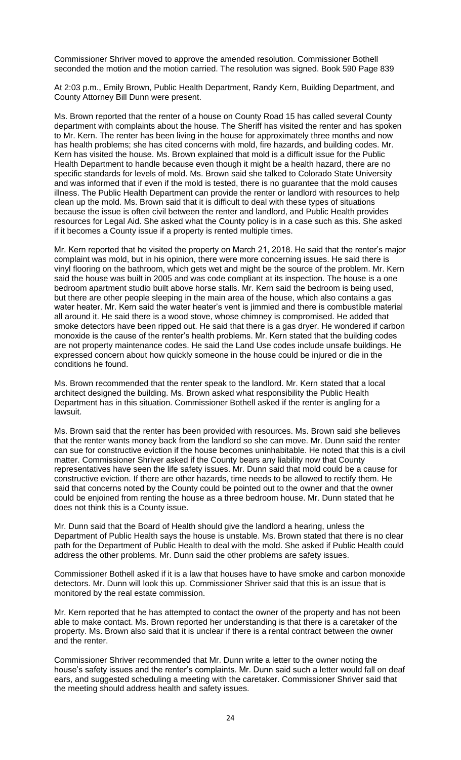Commissioner Shriver moved to approve the amended resolution. Commissioner Bothell seconded the motion and the motion carried. The resolution was signed. Book 590 Page 839

At 2:03 p.m., Emily Brown, Public Health Department, Randy Kern, Building Department, and County Attorney Bill Dunn were present.

Ms. Brown reported that the renter of a house on County Road 15 has called several County department with complaints about the house. The Sheriff has visited the renter and has spoken to Mr. Kern. The renter has been living in the house for approximately three months and now has health problems; she has cited concerns with mold, fire hazards, and building codes. Mr. Kern has visited the house. Ms. Brown explained that mold is a difficult issue for the Public Health Department to handle because even though it might be a health hazard, there are no specific standards for levels of mold. Ms. Brown said she talked to Colorado State University and was informed that if even if the mold is tested, there is no guarantee that the mold causes illness. The Public Health Department can provide the renter or landlord with resources to help clean up the mold. Ms. Brown said that it is difficult to deal with these types of situations because the issue is often civil between the renter and landlord, and Public Health provides resources for Legal Aid. She asked what the County policy is in a case such as this. She asked if it becomes a County issue if a property is rented multiple times.

Mr. Kern reported that he visited the property on March 21, 2018. He said that the renter's major complaint was mold, but in his opinion, there were more concerning issues. He said there is vinyl flooring on the bathroom, which gets wet and might be the source of the problem. Mr. Kern said the house was built in 2005 and was code compliant at its inspection. The house is a one bedroom apartment studio built above horse stalls. Mr. Kern said the bedroom is being used, but there are other people sleeping in the main area of the house, which also contains a gas water heater. Mr. Kern said the water heater's vent is jimmied and there is combustible material all around it. He said there is a wood stove, whose chimney is compromised. He added that smoke detectors have been ripped out. He said that there is a gas dryer. He wondered if carbon monoxide is the cause of the renter's health problems. Mr. Kern stated that the building codes are not property maintenance codes. He said the Land Use codes include unsafe buildings. He expressed concern about how quickly someone in the house could be injured or die in the conditions he found.

Ms. Brown recommended that the renter speak to the landlord. Mr. Kern stated that a local architect designed the building. Ms. Brown asked what responsibility the Public Health Department has in this situation. Commissioner Bothell asked if the renter is angling for a lawsuit.

Ms. Brown said that the renter has been provided with resources. Ms. Brown said she believes that the renter wants money back from the landlord so she can move. Mr. Dunn said the renter can sue for constructive eviction if the house becomes uninhabitable. He noted that this is a civil matter. Commissioner Shriver asked if the County bears any liability now that County representatives have seen the life safety issues. Mr. Dunn said that mold could be a cause for constructive eviction. If there are other hazards, time needs to be allowed to rectify them. He said that concerns noted by the County could be pointed out to the owner and that the owner could be enjoined from renting the house as a three bedroom house. Mr. Dunn stated that he does not think this is a County issue.

Mr. Dunn said that the Board of Health should give the landlord a hearing, unless the Department of Public Health says the house is unstable. Ms. Brown stated that there is no clear path for the Department of Public Health to deal with the mold. She asked if Public Health could address the other problems. Mr. Dunn said the other problems are safety issues.

Commissioner Bothell asked if it is a law that houses have to have smoke and carbon monoxide detectors. Mr. Dunn will look this up. Commissioner Shriver said that this is an issue that is monitored by the real estate commission.

Mr. Kern reported that he has attempted to contact the owner of the property and has not been able to make contact. Ms. Brown reported her understanding is that there is a caretaker of the property. Ms. Brown also said that it is unclear if there is a rental contract between the owner and the renter.

Commissioner Shriver recommended that Mr. Dunn write a letter to the owner noting the house's safety issues and the renter's complaints. Mr. Dunn said such a letter would fall on deaf ears, and suggested scheduling a meeting with the caretaker. Commissioner Shriver said that the meeting should address health and safety issues.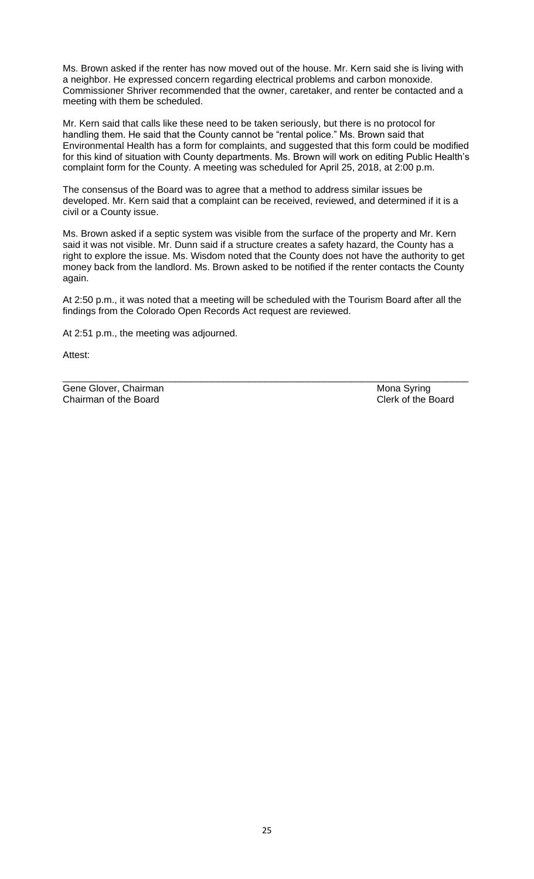Ms. Brown asked if the renter has now moved out of the house. Mr. Kern said she is living with a neighbor. He expressed concern regarding electrical problems and carbon monoxide. Commissioner Shriver recommended that the owner, caretaker, and renter be contacted and a meeting with them be scheduled.

Mr. Kern said that calls like these need to be taken seriously, but there is no protocol for handling them. He said that the County cannot be "rental police." Ms. Brown said that Environmental Health has a form for complaints, and suggested that this form could be modified for this kind of situation with County departments. Ms. Brown will work on editing Public Health's complaint form for the County. A meeting was scheduled for April 25, 2018, at 2:00 p.m.

The consensus of the Board was to agree that a method to address similar issues be developed. Mr. Kern said that a complaint can be received, reviewed, and determined if it is a civil or a County issue.

Ms. Brown asked if a septic system was visible from the surface of the property and Mr. Kern said it was not visible. Mr. Dunn said if a structure creates a safety hazard, the County has a right to explore the issue. Ms. Wisdom noted that the County does not have the authority to get money back from the landlord. Ms. Brown asked to be notified if the renter contacts the County again.

At 2:50 p.m., it was noted that a meeting will be scheduled with the Tourism Board after all the findings from the Colorado Open Records Act request are reviewed.

At 2:51 p.m., the meeting was adjourned.

Attest:

\_\_\_\_\_\_\_\_\_\_\_\_\_\_\_\_\_\_\_\_\_\_\_\_\_\_\_\_\_\_\_\_\_\_\_\_\_\_\_\_\_\_\_\_\_\_\_\_\_\_\_\_\_\_\_\_\_\_\_\_\_\_\_\_\_\_\_\_\_\_\_\_

Gene Glover, Chairman
Chairman of the Board

Mona Syring
Clerk of the Board